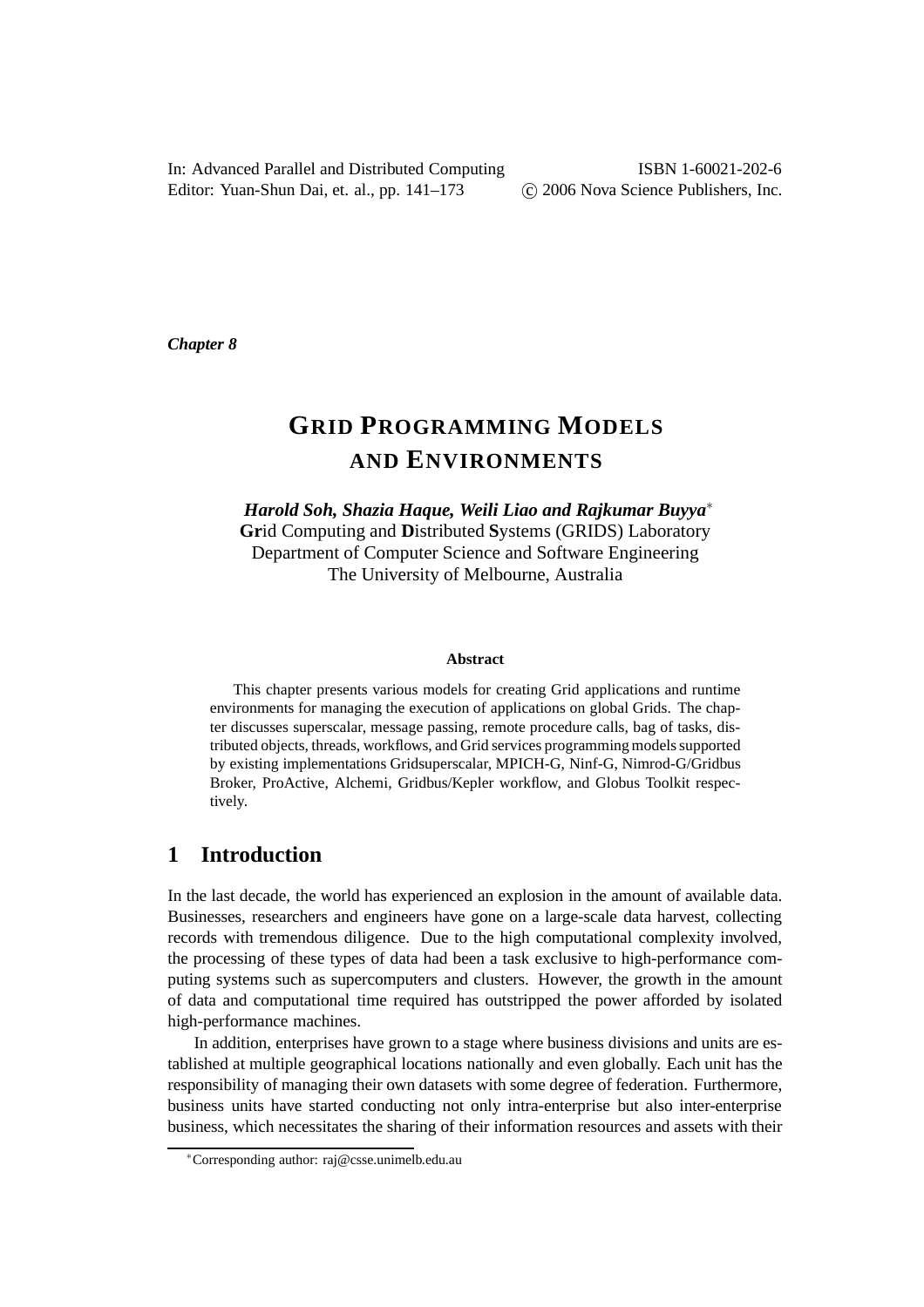In: Advanced Parallel and Distributed Computing
Editor: Yuan-Shun Dai, et. al., pp. 141–173

ISBN 1-60021-202-6
© 2006 Nova Science Publishers, Inc.

***Chapter 8***

# GRID PROGRAMMING MODELS AND ENVIRONMENTS

***Harold Soh, Shazia Haque, Weili Liao and Rajkumar Buyya****
**Gr**id Computing and **D**istributed **S**ystems (GRIDS) Laboratory
Department of Computer Science and Software Engineering
The University of Melbourne, Australia

**Abstract**

This chapter presents various models for creating Grid applications and runtime environments for managing the execution of applications on global Grids. The chapter discusses superscalar, message passing, remote procedure calls, bag of tasks, distributed objects, threads, workflows, and Grid services programming models supported by existing implementations Gridsuperscalar, MPICH-G, Ninf-G, Nimrod-G/Gridbus Broker, ProActive, Alchemi, Gridbus/Kepler workflow, and Globus Toolkit respectively.

## 1 Introduction

In the last decade, the world has experienced an explosion in the amount of available data. Businesses, researchers and engineers have gone on a large-scale data harvest, collecting records with tremendous diligence. Due to the high computational complexity involved, the processing of these types of data had been a task exclusive to high-performance computing systems such as supercomputers and clusters. However, the growth in the amount of data and computational time required has outstripped the power afforded by isolated high-performance machines.

In addition, enterprises have grown to a stage where business divisions and units are established at multiple geographical locations nationally and even globally. Each unit has the responsibility of managing their own datasets with some degree of federation. Furthermore, business units have started conducting not only intra-enterprise but also inter-enterprise business, which necessitates the sharing of their information resources and assets with their

*Corresponding author: raj@csse.unimelb.edu.au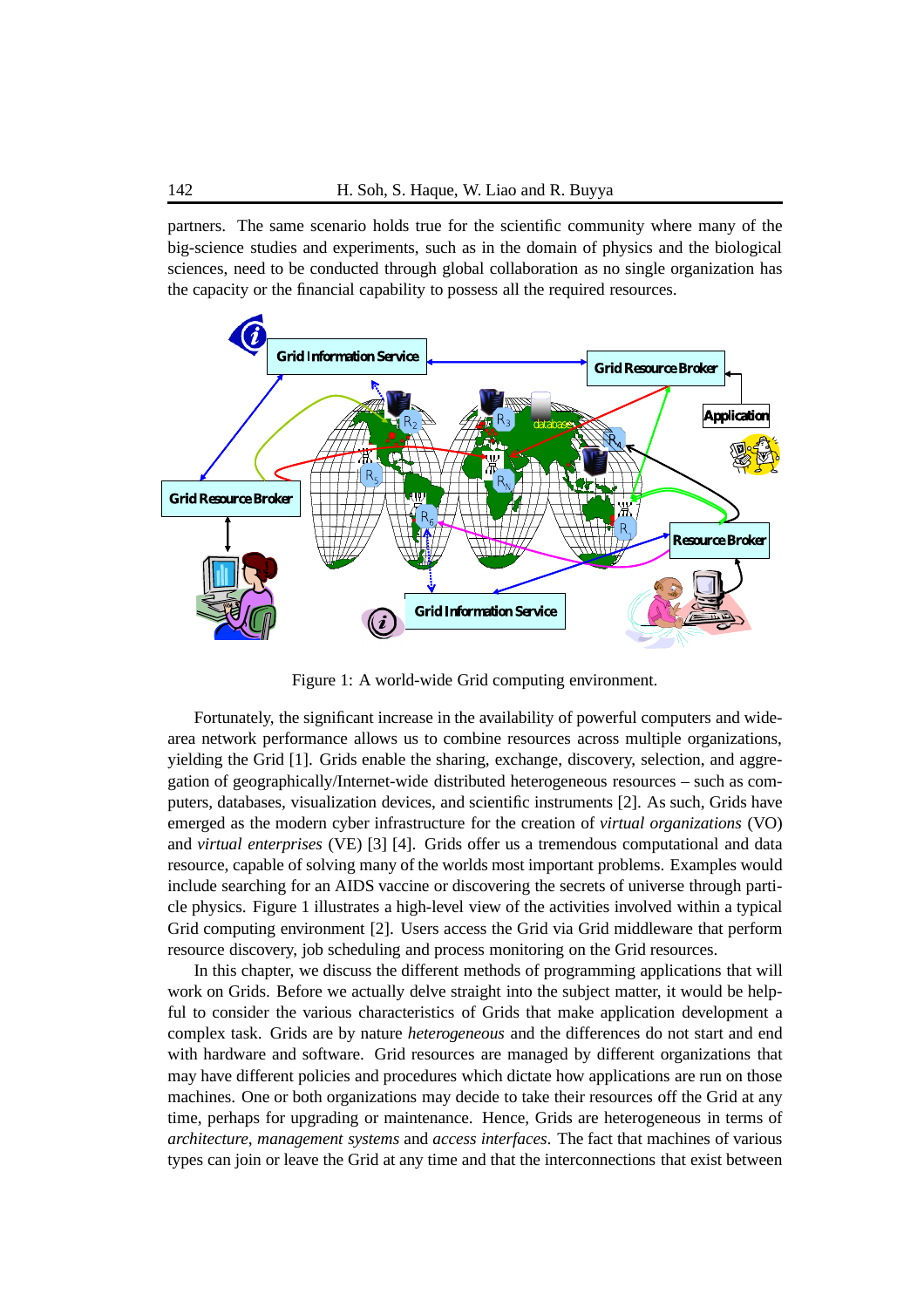partners. The same scenario holds true for the scientific community where many of the big-science studies and experiments, such as in the domain of physics and the biological sciences, need to be conducted through global collaboration as no single organization has the capacity or the financial capability to possess all the required resources.

Grid Information Service

Grid Resource Broker

Application

Grid Resource Broker

Resource Broker

Grid Information Service

database

$R_2$ $R_3$ $R_4$ $R_5$ $R_N$ $R_6$ $R_1$

Figure 1: A world-wide Grid computing environment.

Fortunately, the significant increase in the availability of powerful computers and wide-area network performance allows us to combine resources across multiple organizations, yielding the Grid [1]. Grids enable the sharing, exchange, discovery, selection, and aggregation of geographically/Internet-wide distributed heterogeneous resources – such as computers, databases, visualization devices, and scientific instruments [2]. As such, Grids have emerged as the modern cyber infrastructure for the creation of *virtual organizations* (VO) and *virtual enterprises* (VE) [3] [4]. Grids offer us a tremendous computational and data resource, capable of solving many of the worlds most important problems. Examples would include searching for an AIDS vaccine or discovering the secrets of universe through particle physics. Figure 1 illustrates a high-level view of the activities involved within a typical Grid computing environment [2]. Users access the Grid via Grid middleware that perform resource discovery, job scheduling and process monitoring on the Grid resources.

In this chapter, we discuss the different methods of programming applications that will work on Grids. Before we actually delve straight into the subject matter, it would be helpful to consider the various characteristics of Grids that make application development a complex task. Grids are by nature *heterogeneous* and the differences do not start and end with hardware and software. Grid resources are managed by different organizations that may have different policies and procedures which dictate how applications are run on those machines. One or both organizations may decide to take their resources off the Grid at any time, perhaps for upgrading or maintenance. Hence, Grids are heterogeneous in terms of *architecture*, *management systems* and *access interfaces*. The fact that machines of various types can join or leave the Grid at any time and that the interconnections that exist between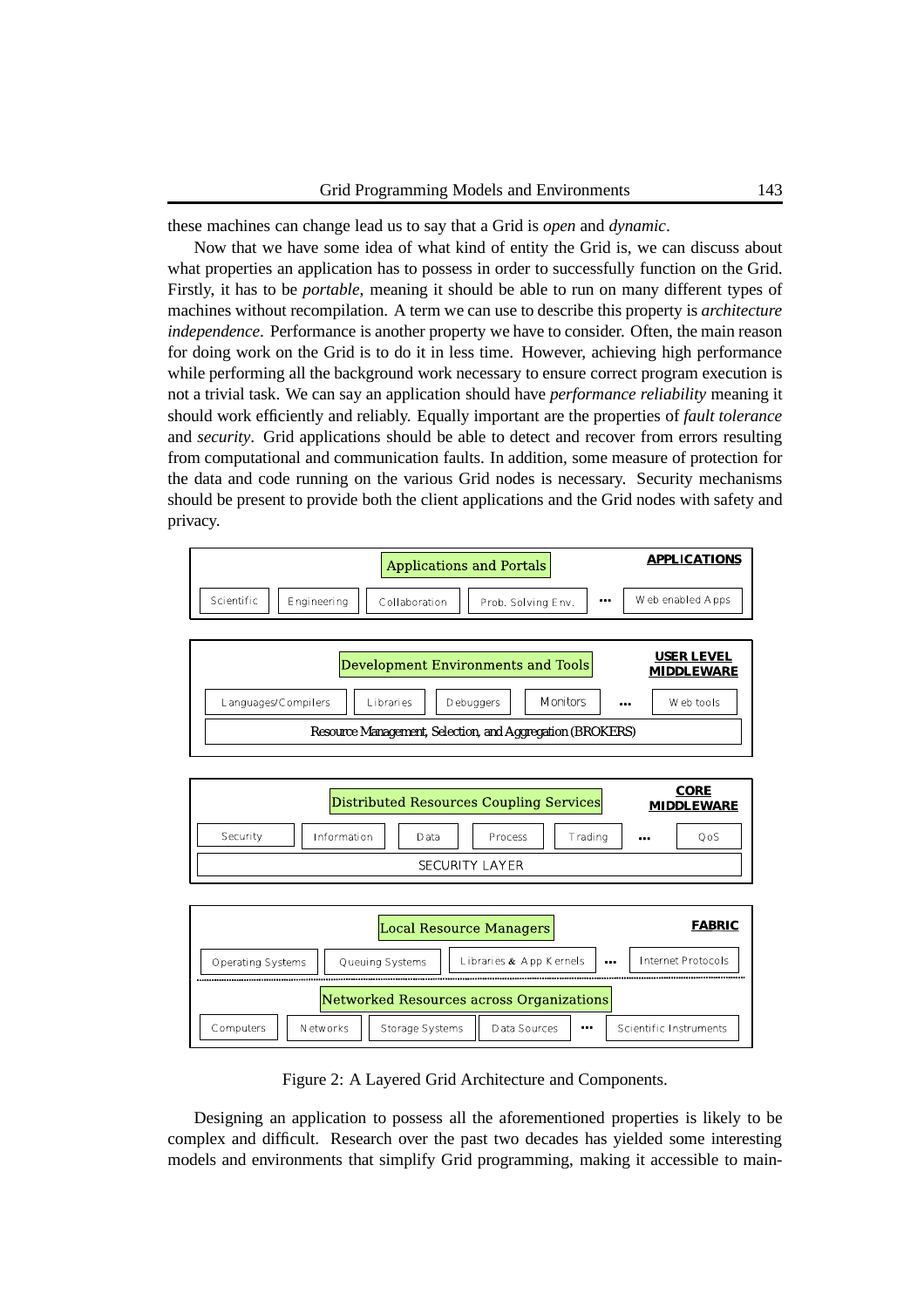these machines can change lead us to say that a Grid is *open* and *dynamic*.

Now that we have some idea of what kind of entity the Grid is, we can discuss about what properties an application has to possess in order to successfully function on the Grid. Firstly, it has to be *portable*, meaning it should be able to run on many different types of machines without recompilation. A term we can use to describe this property is *architecture independence*. Performance is another property we have to consider. Often, the main reason for doing work on the Grid is to do it in less time. However, achieving high performance while performing all the background work necessary to ensure correct program execution is not a trivial task. We can say an application should have *performance reliability* meaning it should work efficiently and reliably. Equally important are the properties of *fault tolerance* and *security*. Grid applications should be able to detect and recover from errors resulting from computational and communication faults. In addition, some measure of protection for the data and code running on the various Grid nodes is necessary. Security mechanisms should be present to provide both the client applications and the Grid nodes with safety and privacy.

APPLICATIONS
Applications and Portals
Scientific | Engineering | Collaboration | Prob. Solving Env. | ... | Web enabled Apps

USER LEVEL MIDDLEWARE
Development Environments and Tools
Languages/Compilers | Libraries | Debuggers | Monitors | ... | Web tools
Resource Management, Selection, and Aggregation (BROKERS)

CORE MIDDLEWARE
Distributed Resources Coupling Services
Security | Information | Data | Process | Trading | ... | QoS
SECURITY LAYER

FABRIC
Local Resource Managers
Operating Systems | Queuing Systems | Libraries & App Kernels | ... | Internet Protocols
Networked Resources across Organizations
Computers | Networks | Storage Systems | Data Sources | ... | Scientific Instruments

Figure 2: A Layered Grid Architecture and Components.

Designing an application to possess all the aforementioned properties is likely to be complex and difficult. Research over the past two decades has yielded some interesting models and environments that simplify Grid programming, making it accessible to main-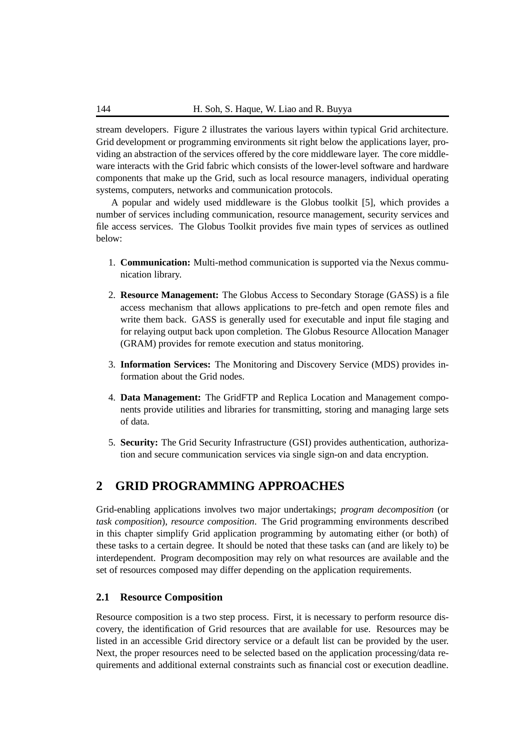stream developers. Figure 2 illustrates the various layers within typical Grid architecture. Grid development or programming environments sit right below the applications layer, providing an abstraction of the services offered by the core middleware layer. The core middleware interacts with the Grid fabric which consists of the lower-level software and hardware components that make up the Grid, such as local resource managers, individual operating systems, computers, networks and communication protocols.

A popular and widely used middleware is the Globus toolkit [5], which provides a number of services including communication, resource management, security services and file access services. The Globus Toolkit provides five main types of services as outlined below:

1. **Communication:** Multi-method communication is supported via the Nexus communication library.
2. **Resource Management:** The Globus Access to Secondary Storage (GASS) is a file access mechanism that allows applications to pre-fetch and open remote files and write them back. GASS is generally used for executable and input file staging and for relaying output back upon completion. The Globus Resource Allocation Manager (GRAM) provides for remote execution and status monitoring.
3. **Information Services:** The Monitoring and Discovery Service (MDS) provides information about the Grid nodes.
4. **Data Management:** The GridFTP and Replica Location and Management components provide utilities and libraries for transmitting, storing and managing large sets of data.
5. **Security:** The Grid Security Infrastructure (GSI) provides authentication, authorization and secure communication services via single sign-on and data encryption.

## 2 GRID PROGRAMMING APPROACHES

Grid-enabling applications involves two major undertakings; *program decomposition* (or *task composition*), *resource composition*. The Grid programming environments described in this chapter simplify Grid application programming by automating either (or both) of these tasks to a certain degree. It should be noted that these tasks can (and are likely to) be interdependent. Program decomposition may rely on what resources are available and the set of resources composed may differ depending on the application requirements.

### 2.1 Resource Composition

Resource composition is a two step process. First, it is necessary to perform resource discovery, the identification of Grid resources that are available for use. Resources may be listed in an accessible Grid directory service or a default list can be provided by the user. Next, the proper resources need to be selected based on the application processing/data requirements and additional external constraints such as financial cost or execution deadline.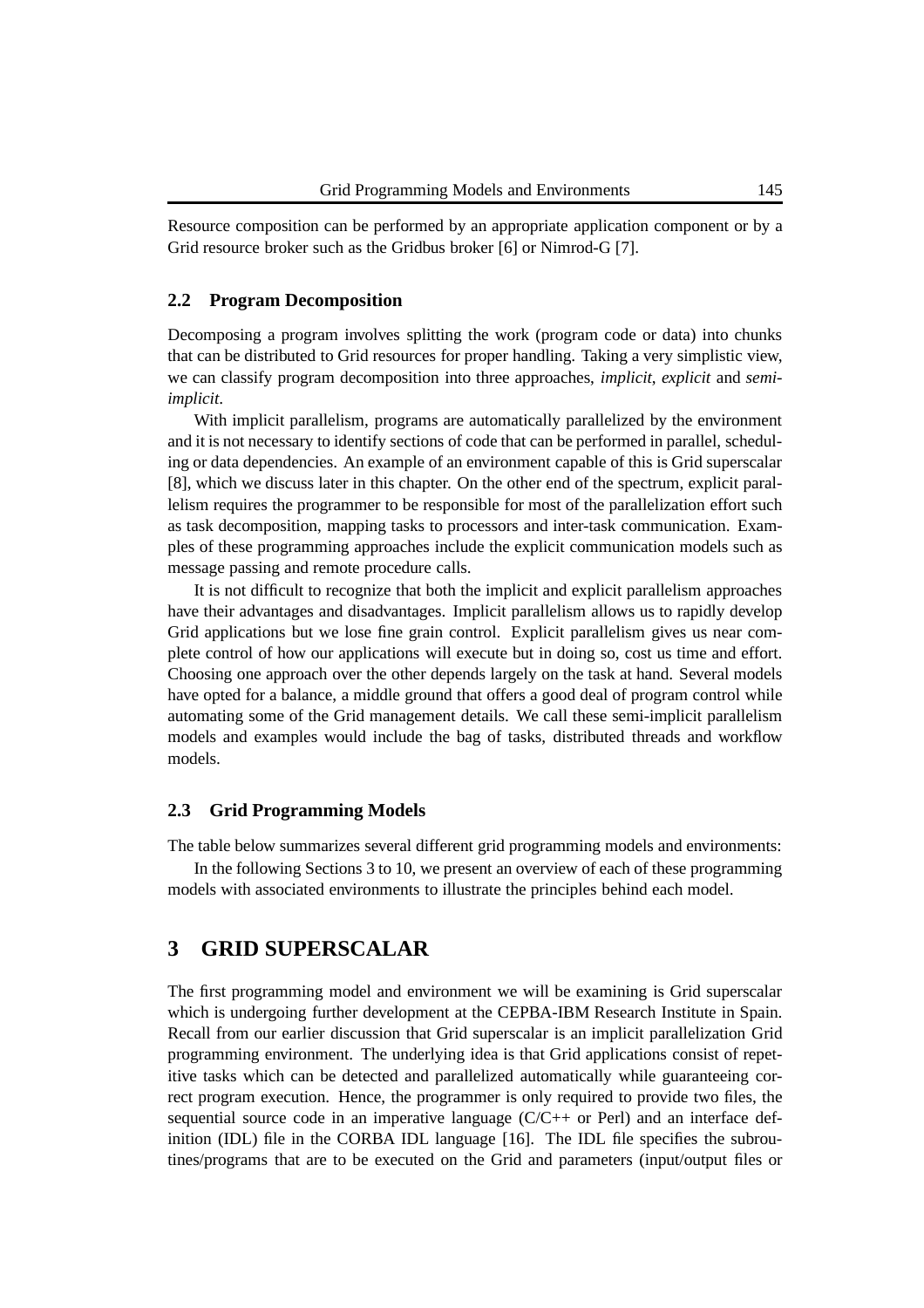Resource composition can be performed by an appropriate application component or by a Grid resource broker such as the Gridbus broker [6] or Nimrod-G [7].

### 2.2 Program Decomposition

Decomposing a program involves splitting the work (program code or data) into chunks that can be distributed to Grid resources for proper handling. Taking a very simplistic view, we can classify program decomposition into three approaches, *implicit*, *explicit* and *semi-implicit*.

With implicit parallelism, programs are automatically parallelized by the environment and it is not necessary to identify sections of code that can be performed in parallel, scheduling or data dependencies. An example of an environment capable of this is Grid superscalar [8], which we discuss later in this chapter. On the other end of the spectrum, explicit parallelism requires the programmer to be responsible for most of the parallelization effort such as task decomposition, mapping tasks to processors and inter-task communication. Examples of these programming approaches include the explicit communication models such as message passing and remote procedure calls.

It is not difficult to recognize that both the implicit and explicit parallelism approaches have their advantages and disadvantages. Implicit parallelism allows us to rapidly develop Grid applications but we lose fine grain control. Explicit parallelism gives us near complete control of how our applications will execute but in doing so, cost us time and effort. Choosing one approach over the other depends largely on the task at hand. Several models have opted for a balance, a middle ground that offers a good deal of program control while automating some of the Grid management details. We call these semi-implicit parallelism models and examples would include the bag of tasks, distributed threads and workflow models.

### 2.3 Grid Programming Models

The table below summarizes several different grid programming models and environments:

In the following Sections 3 to 10, we present an overview of each of these programming models with associated environments to illustrate the principles behind each model.

## 3 GRID SUPERSCALAR

The first programming model and environment we will be examining is Grid superscalar which is undergoing further development at the CEPBA-IBM Research Institute in Spain. Recall from our earlier discussion that Grid superscalar is an implicit parallelization Grid programming environment. The underlying idea is that Grid applications consist of repetitive tasks which can be detected and parallelized automatically while guaranteeing correct program execution. Hence, the programmer is only required to provide two files, the sequential source code in an imperative language (C/C++ or Perl) and an interface definition (IDL) file in the CORBA IDL language [16]. The IDL file specifies the subroutines/programs that are to be executed on the Grid and parameters (input/output files or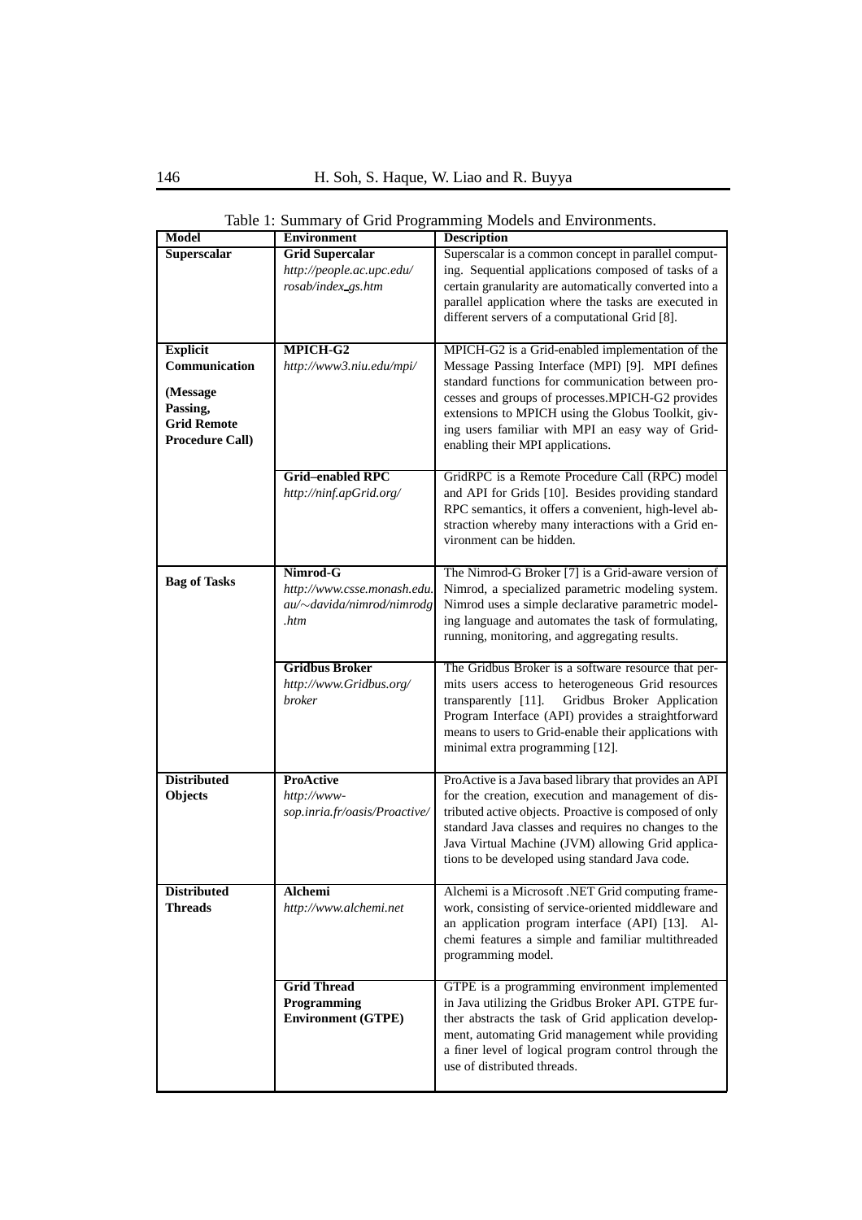Table 1: Summary of Grid Programming Models and Environments.

| Model | Environment | Description |
|---|---|---|
| **Superscalar** | **Grid Supercalar** *http://people.ac.upc.edu/rosab/index_gs.htm* | Superscalar is a common concept in parallel computing. Sequential applications composed of tasks of a certain granularity are automatically converted into a parallel application where the tasks are executed in different servers of a computational Grid [8]. |
| **Explicit Communication (Message Passing, Grid Remote Procedure Call)** | **MPICH-G2** *http://www3.niu.edu/mpi/* | MPICH-G2 is a Grid-enabled implementation of the Message Passing Interface (MPI) [9]. MPI defines standard functions for communication between processes and groups of processes.MPICH-G2 provides extensions to MPICH using the Globus Toolkit, giving users familiar with MPI an easy way of Grid-enabling their MPI applications. |
| | **Grid–enabled RPC** *http://ninf.apGrid.org/* | GridRPC is a Remote Procedure Call (RPC) model and API for Grids [10]. Besides providing standard RPC semantics, it offers a convenient, high-level abstraction whereby many interactions with a Grid environment can be hidden. |
| **Bag of Tasks** | **Nimrod-G** *http://www.csse.monash.edu.au/∼davida/nimrod/nimrodg.htm* | The Nimrod-G Broker [7] is a Grid-aware version of Nimrod, a specialized parametric modeling system. Nimrod uses a simple declarative parametric modeling language and automates the task of formulating, running, monitoring, and aggregating results. |
| | **Gridbus Broker** *http://www.Gridbus.org/broker* | The Gridbus Broker is a software resource that permits users access to heterogeneous Grid resources transparently [11]. Gridbus Broker Application Program Interface (API) provides a straightforward means to users to Grid-enable their applications with minimal extra programming [12]. |
| **Distributed Objects** | **ProActive** *http://www-sop.inria.fr/oasis/Proactive/* | ProActive is a Java based library that provides an API for the creation, execution and management of distributed active objects. Proactive is composed of only standard Java classes and requires no changes to the Java Virtual Machine (JVM) allowing Grid applications to be developed using standard Java code. |
| **Distributed Threads** | **Alchemi** *http://www.alchemi.net* | Alchemi is a Microsoft .NET Grid computing framework, consisting of service-oriented middleware and an application program interface (API) [13]. Alchemi features a simple and familiar multithreaded programming model. |
| | **Grid Thread Programming Environment (GTPE)** | GTPE is a programming environment implemented in Java utilizing the Gridbus Broker API. GTPE further abstracts the task of Grid application development, automating Grid management while providing a finer level of logical program control through the use of distributed threads. |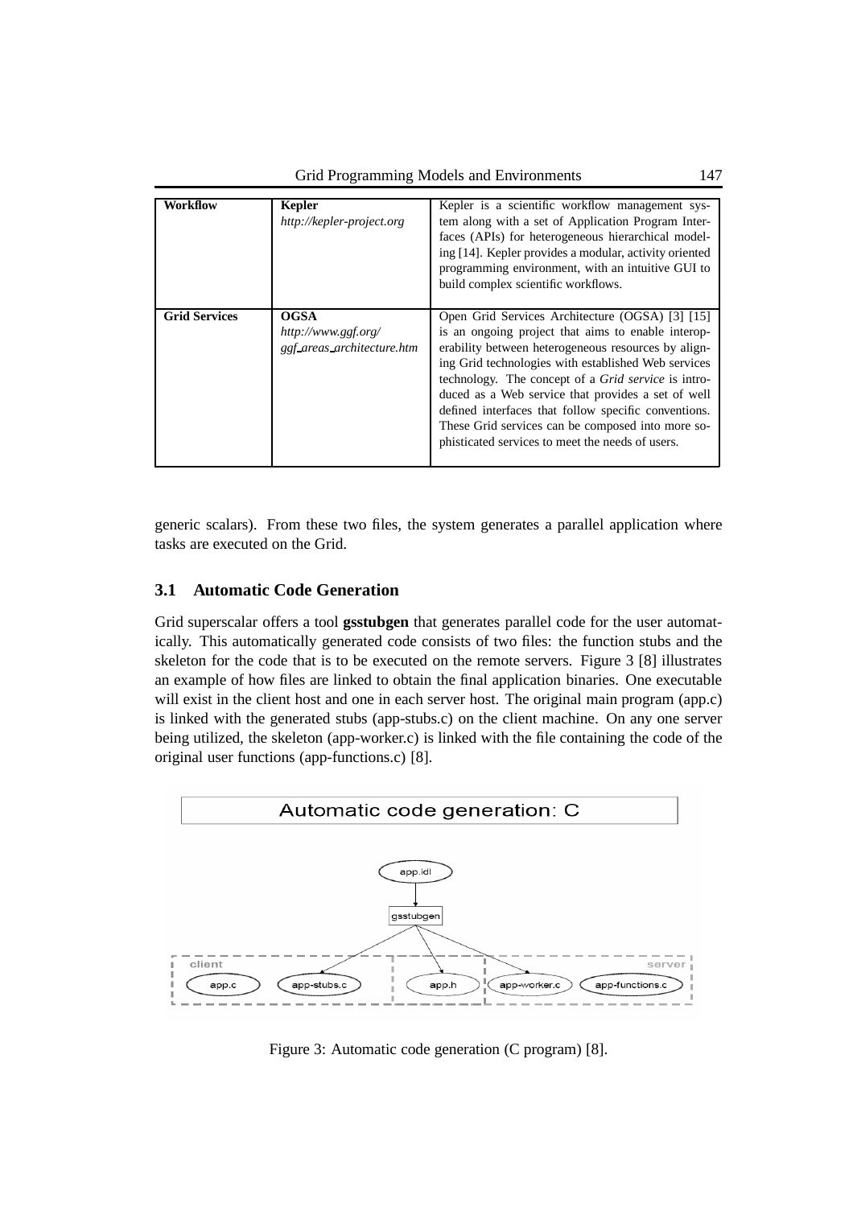| | | |
|---|---|---|
| **Workflow** | **Kepler** *http://kepler-project.org* | Kepler is a scientific workflow management system along with a set of Application Program Interfaces (APIs) for heterogeneous hierarchical modeling [14]. Kepler provides a modular, activity oriented programming environment, with an intuitive GUI to build complex scientific workflows. |
| **Grid Services** | **OGSA** *http://www.ggf.org/ ggf_areas_architecture.htm* | Open Grid Services Architecture (OGSA) [3] [15] is an ongoing project that aims to enable interoperability between heterogeneous resources by aligning Grid technologies with established Web services technology. The concept of a *Grid service* is introduced as a Web service that provides a set of well defined interfaces that follow specific conventions. These Grid services can be composed into more sophisticated services to meet the needs of users. |

generic scalars). From these two files, the system generates a parallel application where tasks are executed on the Grid.

### 3.1 Automatic Code Generation

Grid superscalar offers a tool **gsstubgen** that generates parallel code for the user automatically. This automatically generated code consists of two files: the function stubs and the skeleton for the code that is to be executed on the remote servers. Figure 3 [8] illustrates an example of how files are linked to obtain the final application binaries. One executable will exist in the client host and one in each server host. The original main program (app.c) is linked with the generated stubs (app-stubs.c) on the client machine. On any one server being utilized, the skeleton (app-worker.c) is linked with the file containing the code of the original user functions (app-functions.c) [8].

Automatic code generation: C

app.idl

gsstubgen

client

server

app.c

app-stubs.c

app.h

app-worker.c

app-functions.c

Figure 3: Automatic code generation (C program) [8].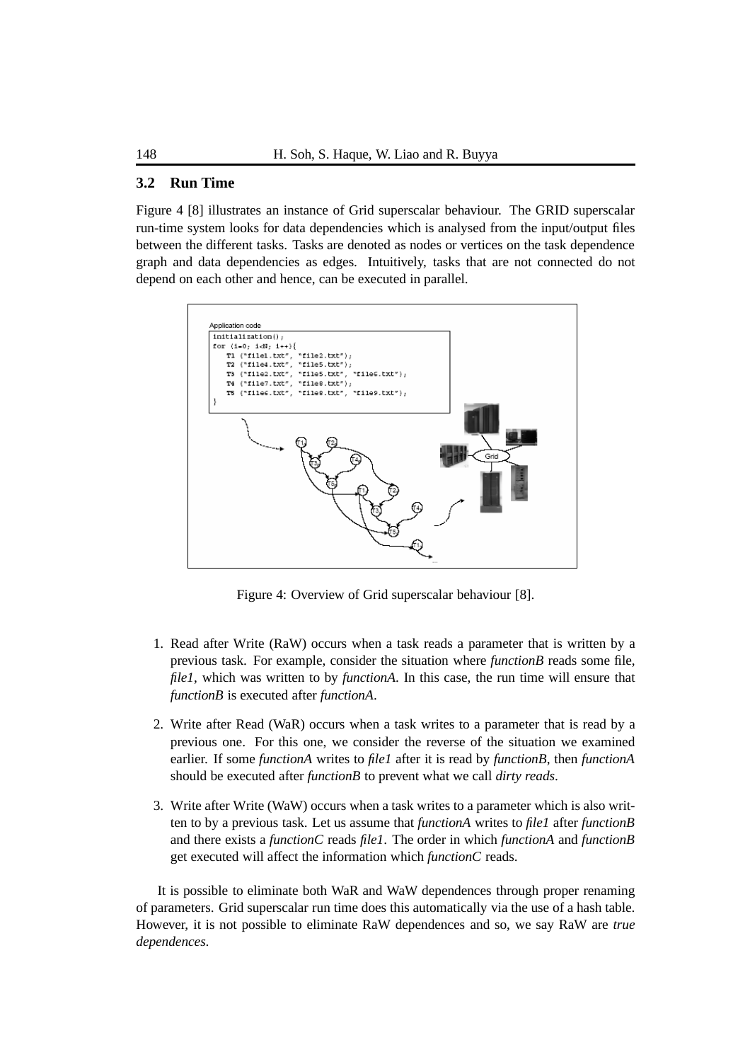## 3.2 Run Time

Figure 4 [8] illustrates an instance of Grid superscalar behaviour. The GRID superscalar run-time system looks for data dependencies which is analysed from the input/output files between the different tasks. Tasks are denoted as nodes or vertices on the task dependence graph and data dependencies as edges. Intuitively, tasks that are not connected do not depend on each other and hence, can be executed in parallel.

Application code

```
initialization();
for (i=0; i<N; i++){
   T1 ("file1.txt", "file2.txt");
   T2 ("file4.txt", "file5.txt");
   T3 ("file2.txt", "file5.txt", "file6.txt");
   T4 ("file7.txt", "file8.txt");
   T5 ("file6.txt", "file8.txt", "file9.txt");
}
```

Grid

Figure 4: Overview of Grid superscalar behaviour [8].

1. Read after Write (RaW) occurs when a task reads a parameter that is written by a previous task. For example, consider the situation where *functionB* reads some file, *file1*, which was written to by *functionA*. In this case, the run time will ensure that *functionB* is executed after *functionA*.

2. Write after Read (WaR) occurs when a task writes to a parameter that is read by a previous one. For this one, we consider the reverse of the situation we examined earlier. If some *functionA* writes to *file1* after it is read by *functionB*, then *functionA* should be executed after *functionB* to prevent what we call *dirty reads*.

3. Write after Write (WaW) occurs when a task writes to a parameter which is also written to by a previous task. Let us assume that *functionA* writes to *file1* after *functionB* and there exists a *functionC* reads *file1*. The order in which *functionA* and *functionB* get executed will affect the information which *functionC* reads.

It is possible to eliminate both WaR and WaW dependences through proper renaming of parameters. Grid superscalar run time does this automatically via the use of a hash table. However, it is not possible to eliminate RaW dependences and so, we say RaW are *true dependences*.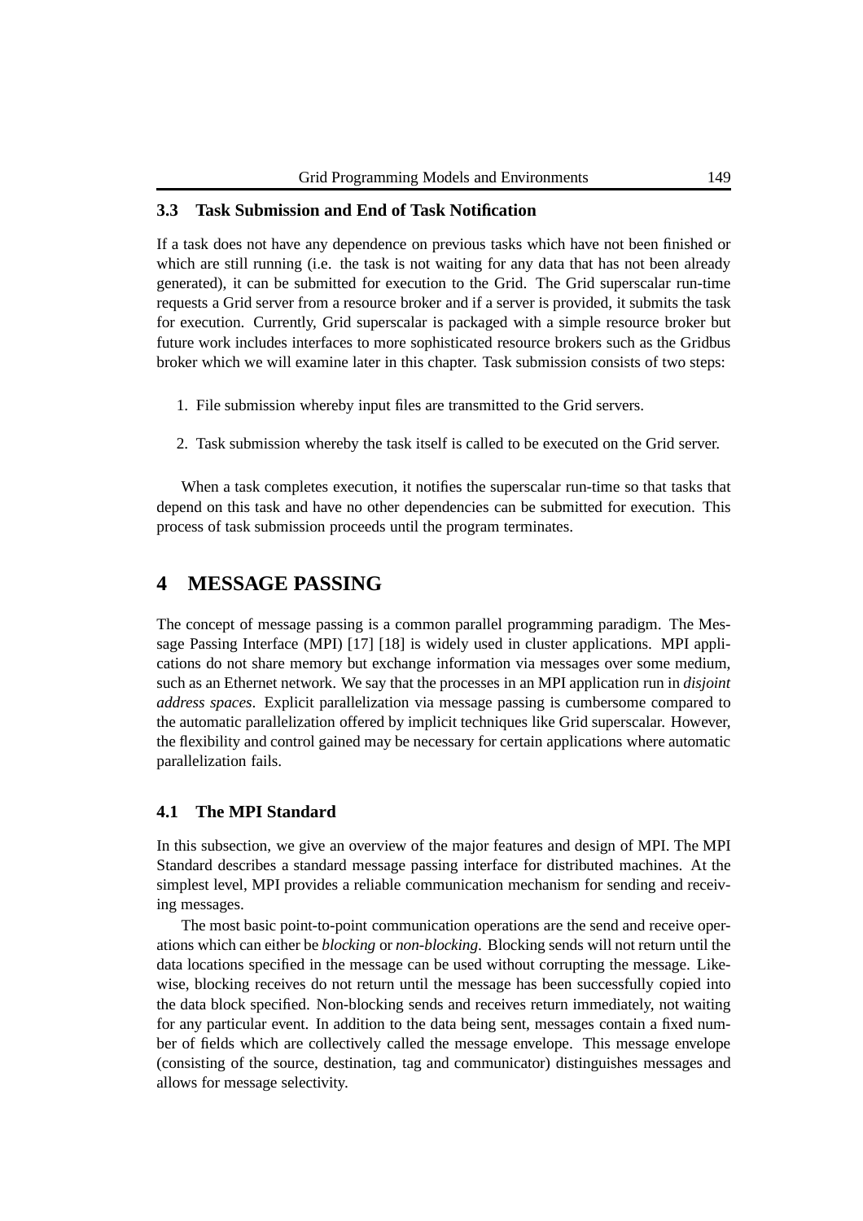### 3.3 Task Submission and End of Task Notification

If a task does not have any dependence on previous tasks which have not been finished or which are still running (i.e. the task is not waiting for any data that has not been already generated), it can be submitted for execution to the Grid. The Grid superscalar run-time requests a Grid server from a resource broker and if a server is provided, it submits the task for execution. Currently, Grid superscalar is packaged with a simple resource broker but future work includes interfaces to more sophisticated resource brokers such as the Gridbus broker which we will examine later in this chapter. Task submission consists of two steps:

1. File submission whereby input files are transmitted to the Grid servers.

2. Task submission whereby the task itself is called to be executed on the Grid server.

When a task completes execution, it notifies the superscalar run-time so that tasks that depend on this task and have no other dependencies can be submitted for execution. This process of task submission proceeds until the program terminates.

## 4 MESSAGE PASSING

The concept of message passing is a common parallel programming paradigm. The Message Passing Interface (MPI) [17] [18] is widely used in cluster applications. MPI applications do not share memory but exchange information via messages over some medium, such as an Ethernet network. We say that the processes in an MPI application run in *disjoint address spaces*. Explicit parallelization via message passing is cumbersome compared to the automatic parallelization offered by implicit techniques like Grid superscalar. However, the flexibility and control gained may be necessary for certain applications where automatic parallelization fails.

### 4.1 The MPI Standard

In this subsection, we give an overview of the major features and design of MPI. The MPI Standard describes a standard message passing interface for distributed machines. At the simplest level, MPI provides a reliable communication mechanism for sending and receiving messages.

The most basic point-to-point communication operations are the send and receive operations which can either be *blocking* or *non-blocking*. Blocking sends will not return until the data locations specified in the message can be used without corrupting the message. Likewise, blocking receives do not return until the message has been successfully copied into the data block specified. Non-blocking sends and receives return immediately, not waiting for any particular event. In addition to the data being sent, messages contain a fixed number of fields which are collectively called the message envelope. This message envelope (consisting of the source, destination, tag and communicator) distinguishes messages and allows for message selectivity.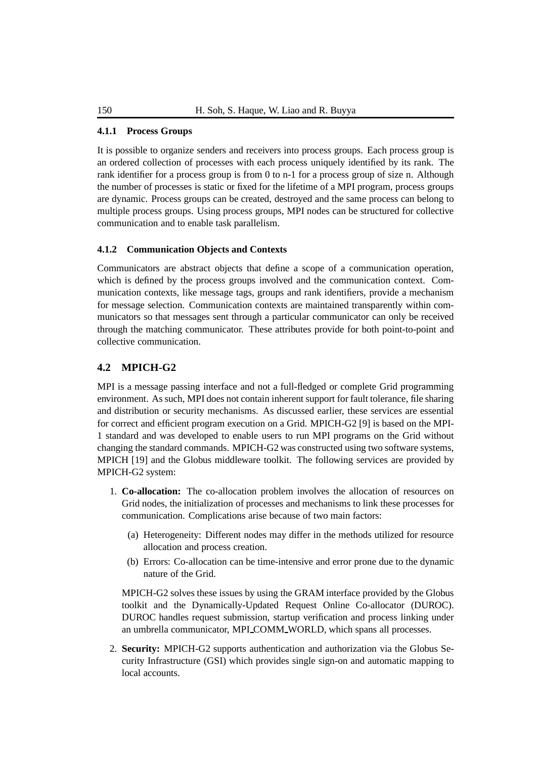#### 4.1.1 Process Groups

It is possible to organize senders and receivers into process groups. Each process group is an ordered collection of processes with each process uniquely identified by its rank. The rank identifier for a process group is from 0 to n-1 for a process group of size n. Although the number of processes is static or fixed for the lifetime of a MPI program, process groups are dynamic. Process groups can be created, destroyed and the same process can belong to multiple process groups. Using process groups, MPI nodes can be structured for collective communication and to enable task parallelism.

#### 4.1.2 Communication Objects and Contexts

Communicators are abstract objects that define a scope of a communication operation, which is defined by the process groups involved and the communication context. Communication contexts, like message tags, groups and rank identifiers, provide a mechanism for message selection. Communication contexts are maintained transparently within communicators so that messages sent through a particular communicator can only be received through the matching communicator. These attributes provide for both point-to-point and collective communication.

### 4.2 MPICH-G2

MPI is a message passing interface and not a full-fledged or complete Grid programming environment. As such, MPI does not contain inherent support for fault tolerance, file sharing and distribution or security mechanisms. As discussed earlier, these services are essential for correct and efficient program execution on a Grid. MPICH-G2 [9] is based on the MPI-1 standard and was developed to enable users to run MPI programs on the Grid without changing the standard commands. MPICH-G2 was constructed using two software systems, MPICH [19] and the Globus middleware toolkit. The following services are provided by MPICH-G2 system:

1. **Co-allocation:** The co-allocation problem involves the allocation of resources on Grid nodes, the initialization of processes and mechanisms to link these processes for communication. Complications arise because of two main factors:

   (a) Heterogeneity: Different nodes may differ in the methods utilized for resource allocation and process creation.

   (b) Errors: Co-allocation can be time-intensive and error prone due to the dynamic nature of the Grid.

   MPICH-G2 solves these issues by using the GRAM interface provided by the Globus toolkit and the Dynamically-Updated Request Online Co-allocator (DUROC). DUROC handles request submission, startup verification and process linking under an umbrella communicator, MPI_COMM_WORLD, which spans all processes.

2. **Security:** MPICH-G2 supports authentication and authorization via the Globus Security Infrastructure (GSI) which provides single sign-on and automatic mapping to local accounts.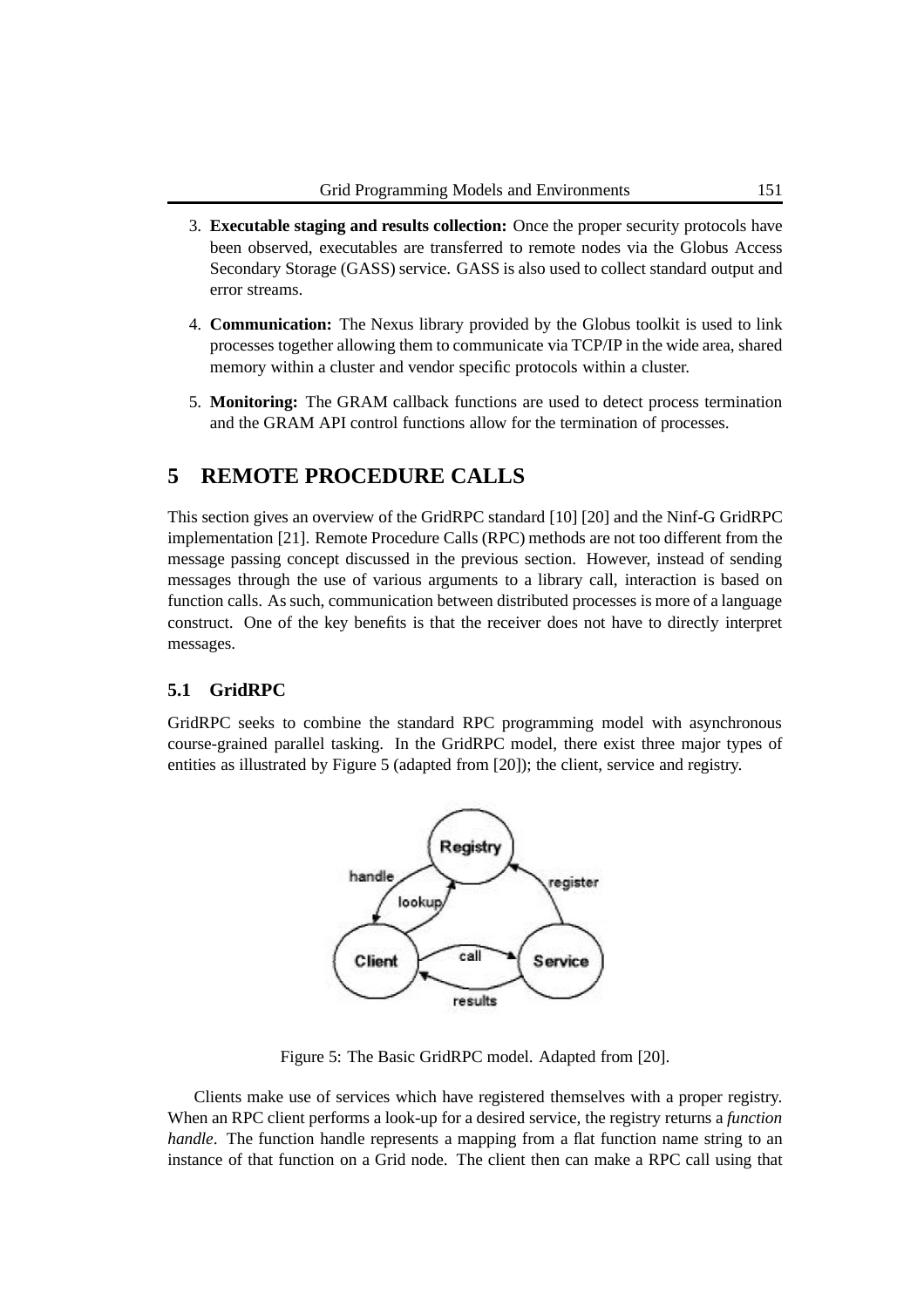3. **Executable staging and results collection:** Once the proper security protocols have been observed, executables are transferred to remote nodes via the Globus Access Secondary Storage (GASS) service. GASS is also used to collect standard output and error streams.

4. **Communication:** The Nexus library provided by the Globus toolkit is used to link processes together allowing them to communicate via TCP/IP in the wide area, shared memory within a cluster and vendor specific protocols within a cluster.

5. **Monitoring:** The GRAM callback functions are used to detect process termination and the GRAM API control functions allow for the termination of processes.

# 5 REMOTE PROCEDURE CALLS

This section gives an overview of the GridRPC standard [10] [20] and the Ninf-G GridRPC implementation [21]. Remote Procedure Calls (RPC) methods are not too different from the message passing concept discussed in the previous section. However, instead of sending messages through the use of various arguments to a library call, interaction is based on function calls. As such, communication between distributed processes is more of a language construct. One of the key benefits is that the receiver does not have to directly interpret messages.

## 5.1 GridRPC

GridRPC seeks to combine the standard RPC programming model with asynchronous course-grained parallel tasking. In the GridRPC model, there exist three major types of entities as illustrated by Figure 5 (adapted from [20]); the client, service and registry.

Registry
handle
lookup
register
Client
call
Service
results

Figure 5: The Basic GridRPC model. Adapted from [20].

Clients make use of services which have registered themselves with a proper registry. When an RPC client performs a look-up for a desired service, the registry returns a *function handle*. The function handle represents a mapping from a flat function name string to an instance of that function on a Grid node. The client then can make a RPC call using that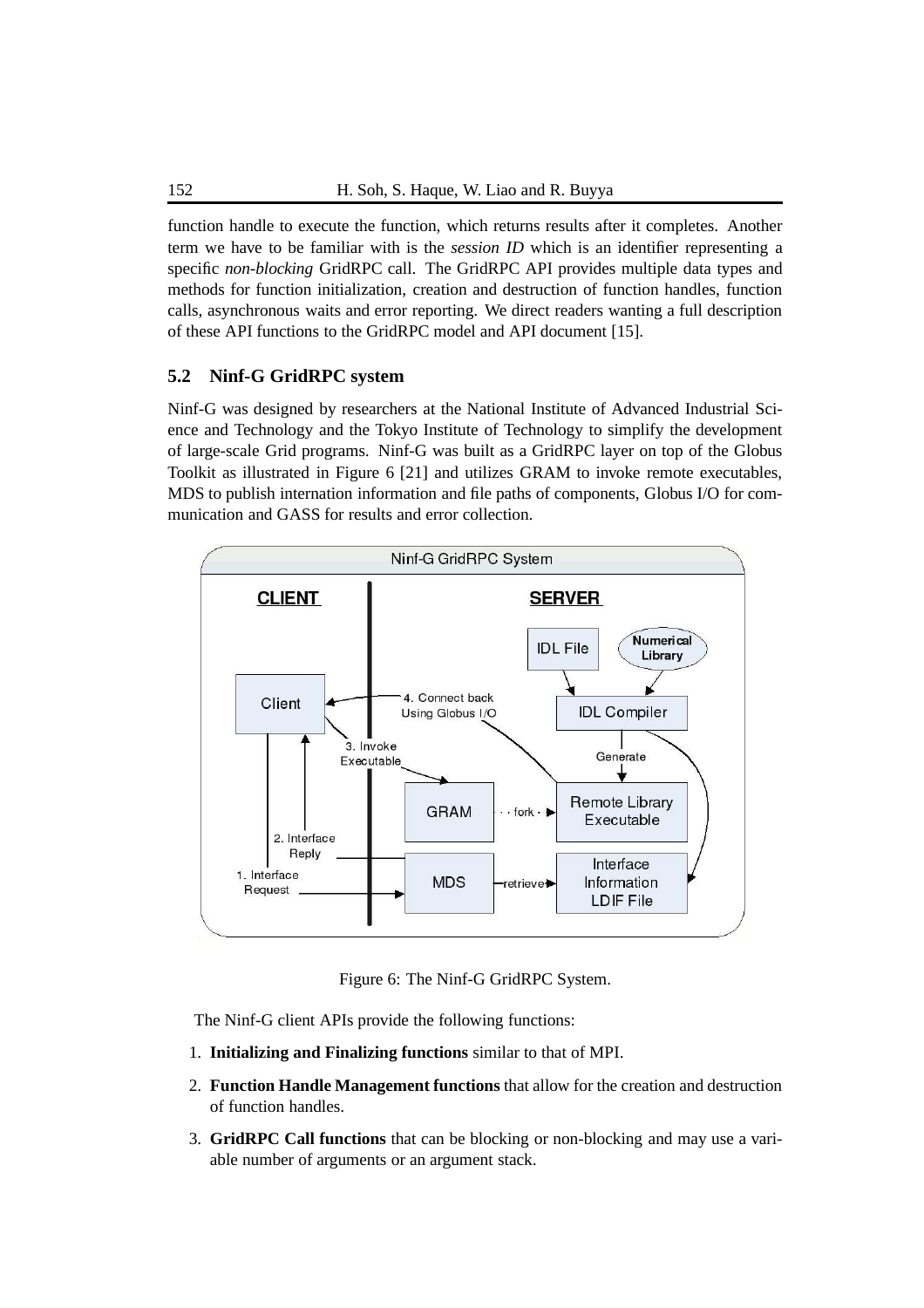function handle to execute the function, which returns results after it completes. Another term we have to be familiar with is the *session ID* which is an identifier representing a specific *non-blocking* GridRPC call. The GridRPC API provides multiple data types and methods for function initialization, creation and destruction of function handles, function calls, asynchronous waits and error reporting. We direct readers wanting a full description of these API functions to the GridRPC model and API document [15].

### 5.2 Ninf-G GridRPC system

Ninf-G was designed by researchers at the National Institute of Advanced Industrial Science and Technology and the Tokyo Institute of Technology to simplify the development of large-scale Grid programs. Ninf-G was built as a GridRPC layer on top of the Globus Toolkit as illustrated in Figure 6 [21] and utilizes GRAM to invoke remote executables, MDS to publish internation information and file paths of components, Globus I/O for communication and GASS for results and error collection.

Ninf-G GridRPC System

CLIENT

SERVER

IDL File

Numerical Library

Client

4. Connect back Using Globus I/O

IDL Compiler

3. Invoke Executable

Generate

GRAM

fork

Remote Library Executable

2. Interface Reply

1. Interface Request

MDS

retrieve

Interface Information LDIF File

Figure 6: The Ninf-G GridRPC System.

The Ninf-G client APIs provide the following functions:

1. **Initializing and Finalizing functions** similar to that of MPI.
2. **Function Handle Management functions** that allow for the creation and destruction of function handles.
3. **GridRPC Call functions** that can be blocking or non-blocking and may use a variable number of arguments or an argument stack.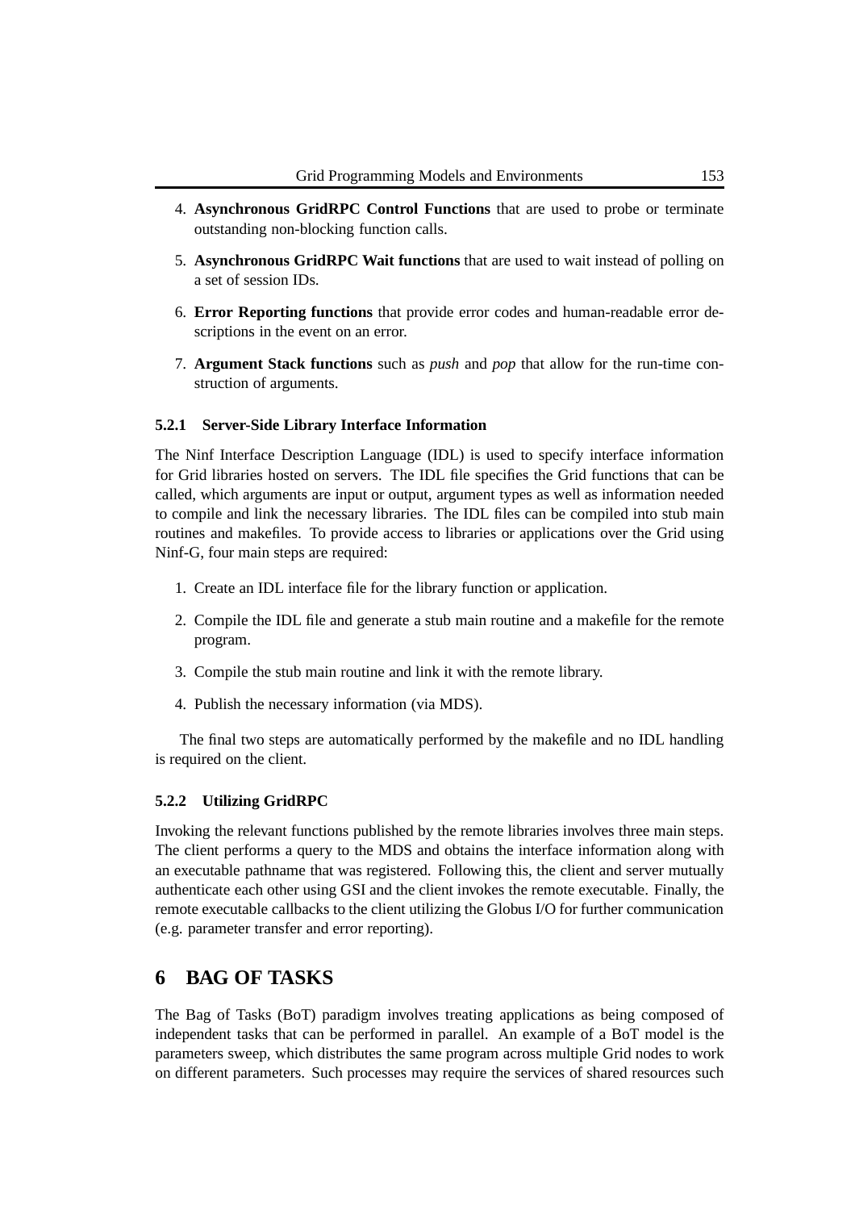4. **Asynchronous GridRPC Control Functions** that are used to probe or terminate outstanding non-blocking function calls.

5. **Asynchronous GridRPC Wait functions** that are used to wait instead of polling on a set of session IDs.

6. **Error Reporting functions** that provide error codes and human-readable error descriptions in the event on an error.

7. **Argument Stack functions** such as *push* and *pop* that allow for the run-time construction of arguments.

### 5.2.1 Server-Side Library Interface Information

The Ninf Interface Description Language (IDL) is used to specify interface information for Grid libraries hosted on servers. The IDL file specifies the Grid functions that can be called, which arguments are input or output, argument types as well as information needed to compile and link the necessary libraries. The IDL files can be compiled into stub main routines and makefiles. To provide access to libraries or applications over the Grid using Ninf-G, four main steps are required:

1. Create an IDL interface file for the library function or application.

2. Compile the IDL file and generate a stub main routine and a makefile for the remote program.

3. Compile the stub main routine and link it with the remote library.

4. Publish the necessary information (via MDS).

The final two steps are automatically performed by the makefile and no IDL handling is required on the client.

### 5.2.2 Utilizing GridRPC

Invoking the relevant functions published by the remote libraries involves three main steps. The client performs a query to the MDS and obtains the interface information along with an executable pathname that was registered. Following this, the client and server mutually authenticate each other using GSI and the client invokes the remote executable. Finally, the remote executable callbacks to the client utilizing the Globus I/O for further communication (e.g. parameter transfer and error reporting).

# 6 BAG OF TASKS

The Bag of Tasks (BoT) paradigm involves treating applications as being composed of independent tasks that can be performed in parallel. An example of a BoT model is the parameters sweep, which distributes the same program across multiple Grid nodes to work on different parameters. Such processes may require the services of shared resources such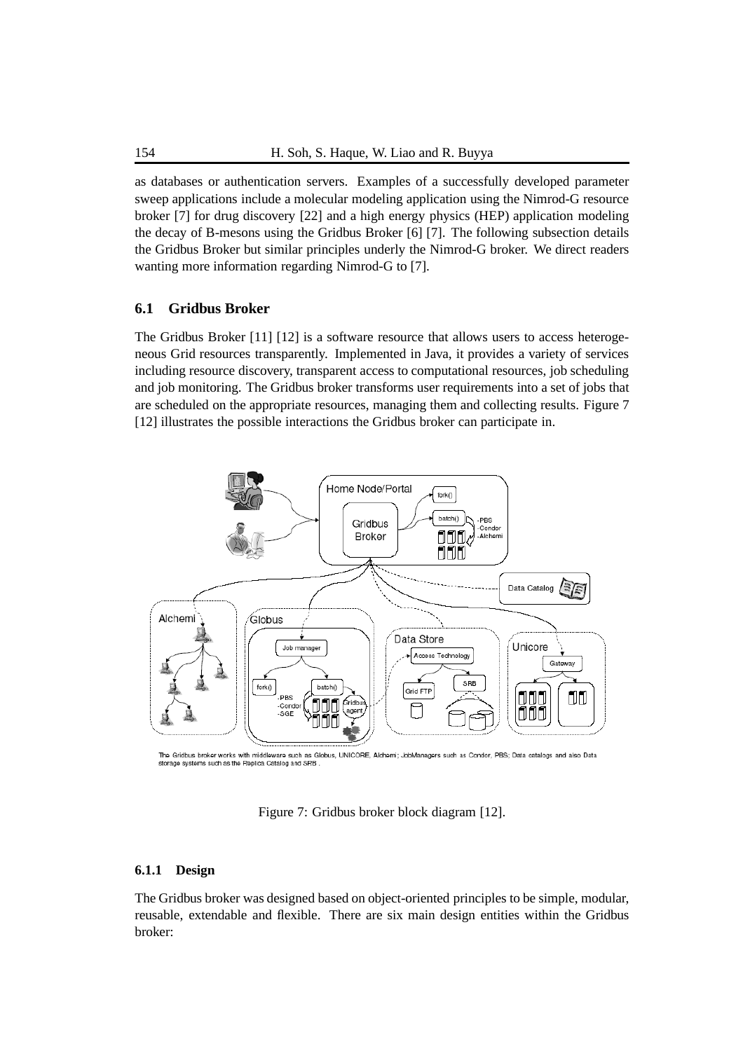as databases or authentication servers. Examples of a successfully developed parameter sweep applications include a molecular modeling application using the Nimrod-G resource broker [7] for drug discovery [22] and a high energy physics (HEP) application modeling the decay of B-mesons using the Gridbus Broker [6] [7]. The following subsection details the Gridbus Broker but similar principles underly the Nimrod-G broker. We direct readers wanting more information regarding Nimrod-G to [7].

## 6.1 Gridbus Broker

The Gridbus Broker [11] [12] is a software resource that allows users to access heterogeneous Grid resources transparently. Implemented in Java, it provides a variety of services including resource discovery, transparent access to computational resources, job scheduling and job monitoring. The Gridbus broker transforms user requirements into a set of jobs that are scheduled on the appropriate resources, managing them and collecting results. Figure 7 [12] illustrates the possible interactions the Gridbus broker can participate in.

The Gridbus broker works with middleware such as Globus, UNICORE, Alchemi; JobManagers such as Condor, PBS; Data catalogs and also Data storage systems such as the Replica Catalog and SRB .

Figure 7: Gridbus broker block diagram [12].

### 6.1.1 Design

The Gridbus broker was designed based on object-oriented principles to be simple, modular, reusable, extendable and flexible. There are six main design entities within the Gridbus broker: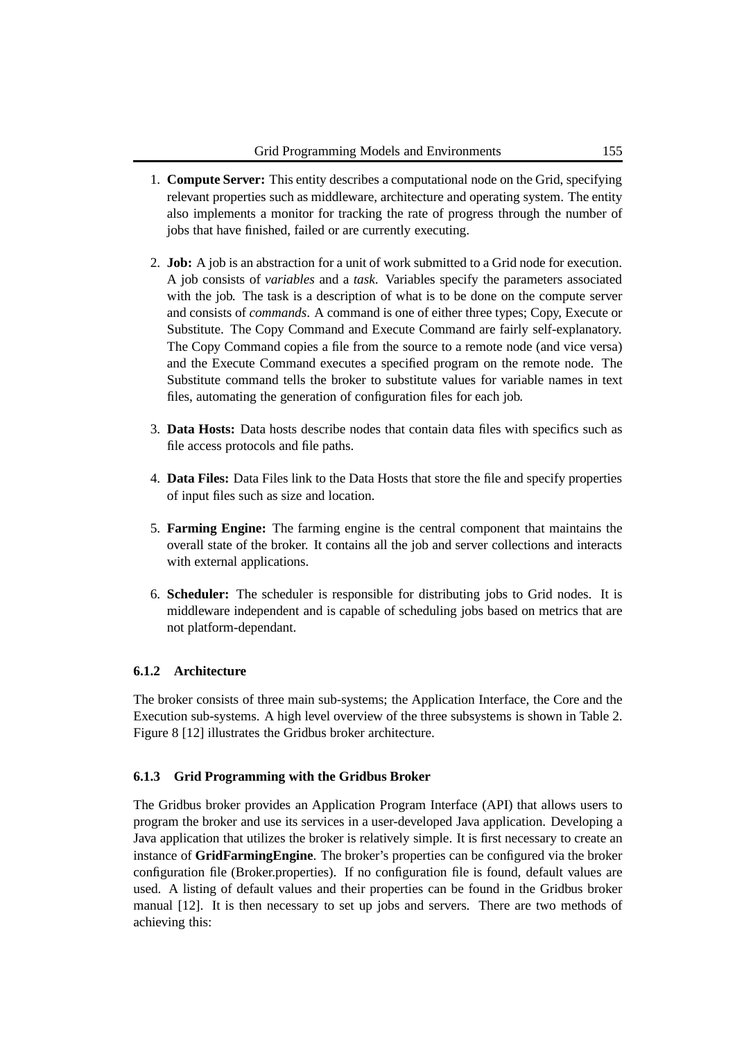1. **Compute Server:** This entity describes a computational node on the Grid, specifying relevant properties such as middleware, architecture and operating system. The entity also implements a monitor for tracking the rate of progress through the number of jobs that have finished, failed or are currently executing.

2. **Job:** A job is an abstraction for a unit of work submitted to a Grid node for execution. A job consists of *variables* and a *task*. Variables specify the parameters associated with the job. The task is a description of what is to be done on the compute server and consists of *commands*. A command is one of either three types; Copy, Execute or Substitute. The Copy Command and Execute Command are fairly self-explanatory. The Copy Command copies a file from the source to a remote node (and vice versa) and the Execute Command executes a specified program on the remote node. The Substitute command tells the broker to substitute values for variable names in text files, automating the generation of configuration files for each job.

3. **Data Hosts:** Data hosts describe nodes that contain data files with specifics such as file access protocols and file paths.

4. **Data Files:** Data Files link to the Data Hosts that store the file and specify properties of input files such as size and location.

5. **Farming Engine:** The farming engine is the central component that maintains the overall state of the broker. It contains all the job and server collections and interacts with external applications.

6. **Scheduler:** The scheduler is responsible for distributing jobs to Grid nodes. It is middleware independent and is capable of scheduling jobs based on metrics that are not platform-dependant.

### 6.1.2 Architecture

The broker consists of three main sub-systems; the Application Interface, the Core and the Execution sub-systems. A high level overview of the three subsystems is shown in Table 2. Figure 8 [12] illustrates the Gridbus broker architecture.

### 6.1.3 Grid Programming with the Gridbus Broker

The Gridbus broker provides an Application Program Interface (API) that allows users to program the broker and use its services in a user-developed Java application. Developing a Java application that utilizes the broker is relatively simple. It is first necessary to create an instance of **GridFarmingEngine**. The broker's properties can be configured via the broker configuration file (Broker.properties). If no configuration file is found, default values are used. A listing of default values and their properties can be found in the Gridbus broker manual [12]. It is then necessary to set up jobs and servers. There are two methods of achieving this: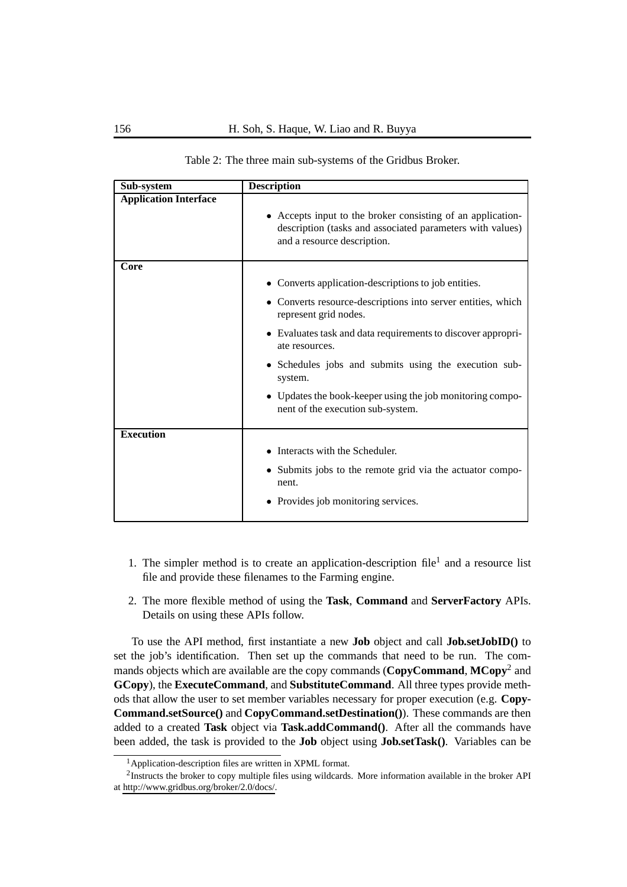Table 2: The three main sub-systems of the Gridbus Broker.

| **Sub-system** | **Description** |
| --- | --- |
| **Application Interface** | • Accepts input to the broker consisting of an application-description (tasks and associated parameters with values) and a resource description. |
| **Core** | • Converts application-descriptions to job entities.<br>• Converts resource-descriptions into server entities, which represent grid nodes.<br>• Evaluates task and data requirements to discover appropriate resources.<br>• Schedules jobs and submits using the execution sub-system.<br>• Updates the book-keeper using the job monitoring component of the execution sub-system. |
| **Execution** | • Interacts with the Scheduler.<br>• Submits jobs to the remote grid via the actuator component.<br>• Provides job monitoring services. |

1. The simpler method is to create an application-description file[1] and a resource list file and provide these filenames to the Farming engine.
2. The more flexible method of using the **Task**, **Command** and **ServerFactory** APIs. Details on using these APIs follow.

To use the API method, first instantiate a new **Job** object and call **Job.setJobID()** to set the job's identification. Then set up the commands that need to be run. The commands objects which are available are the copy commands (**CopyCommand**, **MCopy**[2] and **GCopy**), the **ExecuteCommand**, and **SubstituteCommand**. All three types provide methods that allow the user to set member variables necessary for proper execution (e.g. **CopyCommand.setSource()** and **CopyCommand.setDestination()**). These commands are then added to a created **Task** object via **Task.addCommand()**. After all the commands have been added, the task is provided to the **Job** object using **Job.setTask()**. Variables can be

[1] Application-description files are written in XPML format.

[2] Instructs the broker to copy multiple files using wildcards. More information available in the broker API at http://www.gridbus.org/broker/2.0/docs/.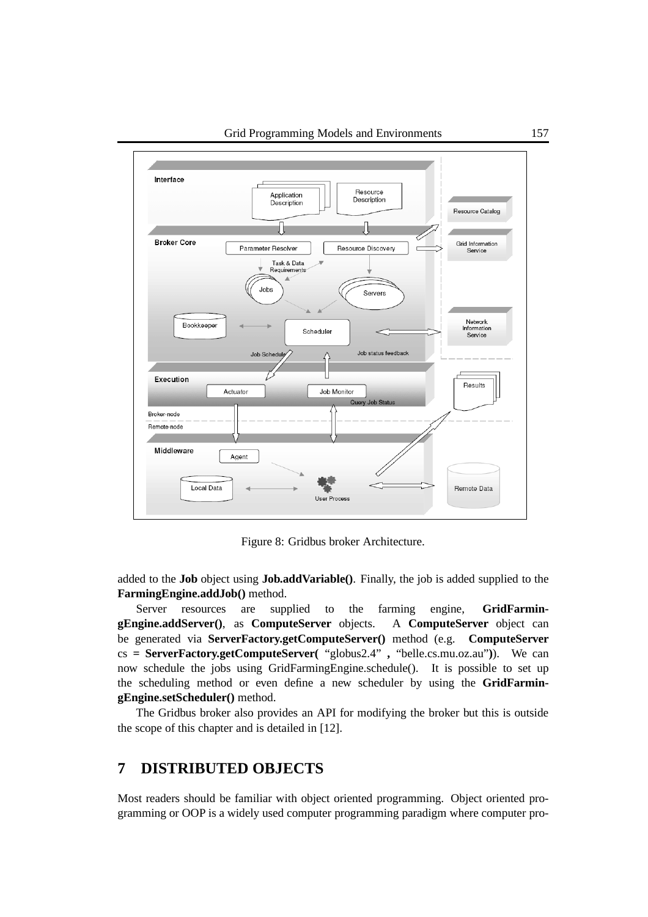Interface

Application Description

Resource Description

Resource Catalog

Broker Core

Parameter Resolver

Resource Discovery

Grid Information Service

Task & Data Requirements

Jobs

Servers

Bookkeeper

Scheduler

Network Information Service

Job Schedule

Job status feedback

Execution

Actuator

Job Monitor

Query Job Status

Results

Broker-node

Remote-node

Middleware

Agent

Local Data

User Process

Remote Data

Figure 8: Gridbus broker Architecture.

added to the **Job** object using **Job.addVariable()**. Finally, the job is added supplied to the **FarmingEngine.addJob()** method.

Server resources are supplied to the farming engine, **GridFarmingEngine.addServer()**, as **ComputeServer** objects. A **ComputeServer** object can be generated via **ServerFactory.getComputeServer()** method (e.g. **ComputeServer** cs **= ServerFactory.getComputeServer(** "globus2.4" **,** "belle.cs.mu.oz.au"**)**). We can now schedule the jobs using GridFarmingEngine.schedule(). It is possible to set up the scheduling method or even define a new scheduler by using the **GridFarmingEngine.setScheduler()** method.

The Gridbus broker also provides an API for modifying the broker but this is outside the scope of this chapter and is detailed in [12].

## 7 DISTRIBUTED OBJECTS

Most readers should be familiar with object oriented programming. Object oriented programming or OOP is a widely used computer programming paradigm where computer pro-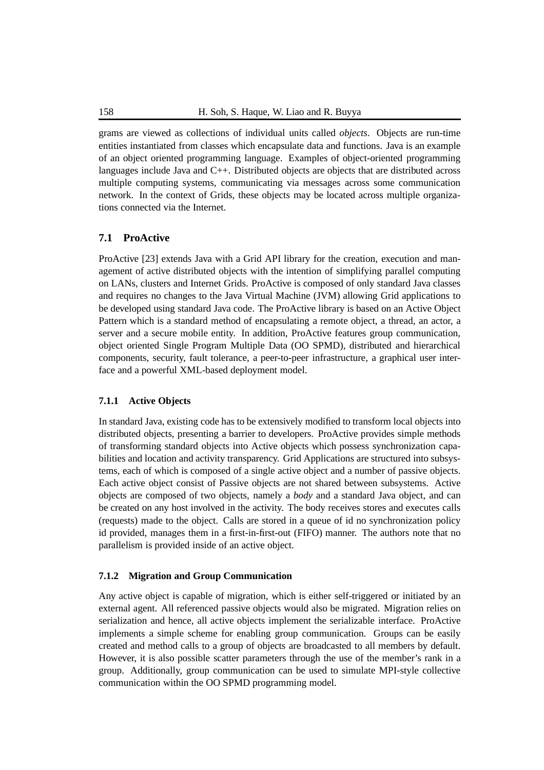grams are viewed as collections of individual units called *objects*. Objects are run-time entities instantiated from classes which encapsulate data and functions. Java is an example of an object oriented programming language. Examples of object-oriented programming languages include Java and C++. Distributed objects are objects that are distributed across multiple computing systems, communicating via messages across some communication network. In the context of Grids, these objects may be located across multiple organizations connected via the Internet.

## 7.1 ProActive

ProActive [23] extends Java with a Grid API library for the creation, execution and management of active distributed objects with the intention of simplifying parallel computing on LANs, clusters and Internet Grids. ProActive is composed of only standard Java classes and requires no changes to the Java Virtual Machine (JVM) allowing Grid applications to be developed using standard Java code. The ProActive library is based on an Active Object Pattern which is a standard method of encapsulating a remote object, a thread, an actor, a server and a secure mobile entity. In addition, ProActive features group communication, object oriented Single Program Multiple Data (OO SPMD), distributed and hierarchical components, security, fault tolerance, a peer-to-peer infrastructure, a graphical user interface and a powerful XML-based deployment model.

### 7.1.1 Active Objects

In standard Java, existing code has to be extensively modified to transform local objects into distributed objects, presenting a barrier to developers. ProActive provides simple methods of transforming standard objects into Active objects which possess synchronization capabilities and location and activity transparency. Grid Applications are structured into subsystems, each of which is composed of a single active object and a number of passive objects. Each active object consist of Passive objects are not shared between subsystems. Active objects are composed of two objects, namely a *body* and a standard Java object, and can be created on any host involved in the activity. The body receives stores and executes calls (requests) made to the object. Calls are stored in a queue of id no synchronization policy id provided, manages them in a first-in-first-out (FIFO) manner. The authors note that no parallelism is provided inside of an active object.

### 7.1.2 Migration and Group Communication

Any active object is capable of migration, which is either self-triggered or initiated by an external agent. All referenced passive objects would also be migrated. Migration relies on serialization and hence, all active objects implement the serializable interface. ProActive implements a simple scheme for enabling group communication. Groups can be easily created and method calls to a group of objects are broadcasted to all members by default. However, it is also possible scatter parameters through the use of the member's rank in a group. Additionally, group communication can be used to simulate MPI-style collective communication within the OO SPMD programming model.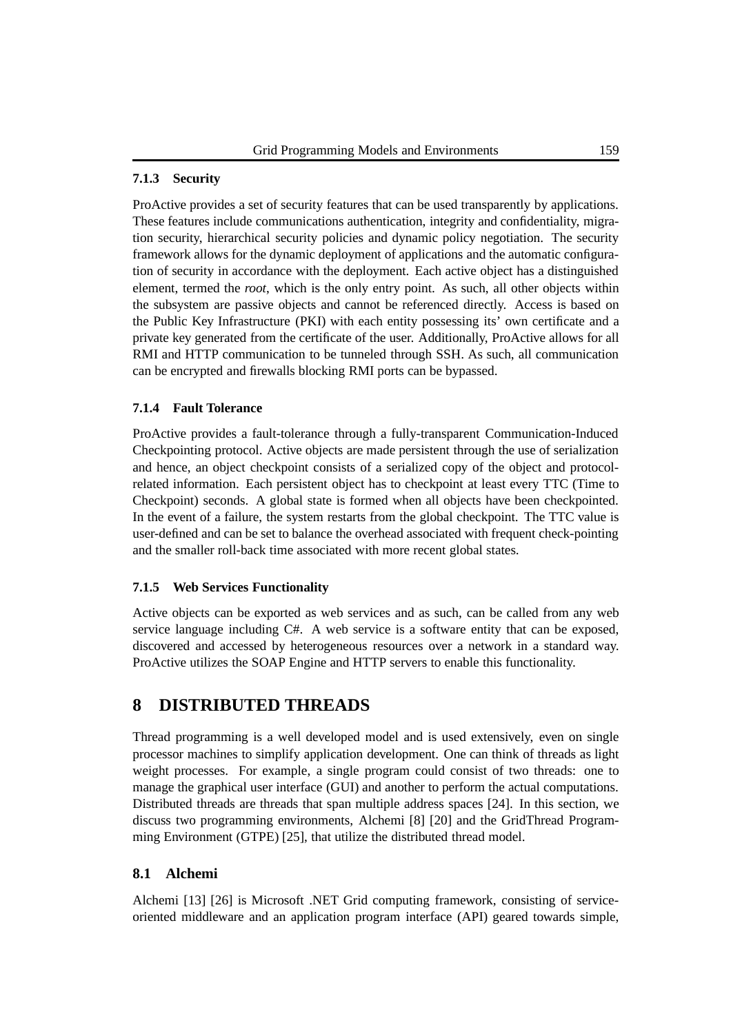### 7.1.3 Security

ProActive provides a set of security features that can be used transparently by applications. These features include communications authentication, integrity and confidentiality, migration security, hierarchical security policies and dynamic policy negotiation. The security framework allows for the dynamic deployment of applications and the automatic configuration of security in accordance with the deployment. Each active object has a distinguished element, termed the *root*, which is the only entry point. As such, all other objects within the subsystem are passive objects and cannot be referenced directly. Access is based on the Public Key Infrastructure (PKI) with each entity possessing its' own certificate and a private key generated from the certificate of the user. Additionally, ProActive allows for all RMI and HTTP communication to be tunneled through SSH. As such, all communication can be encrypted and firewalls blocking RMI ports can be bypassed.

### 7.1.4 Fault Tolerance

ProActive provides a fault-tolerance through a fully-transparent Communication-Induced Checkpointing protocol. Active objects are made persistent through the use of serialization and hence, an object checkpoint consists of a serialized copy of the object and protocol-related information. Each persistent object has to checkpoint at least every TTC (Time to Checkpoint) seconds. A global state is formed when all objects have been checkpointed. In the event of a failure, the system restarts from the global checkpoint. The TTC value is user-defined and can be set to balance the overhead associated with frequent check-pointing and the smaller roll-back time associated with more recent global states.

### 7.1.5 Web Services Functionality

Active objects can be exported as web services and as such, can be called from any web service language including C#. A web service is a software entity that can be exposed, discovered and accessed by heterogeneous resources over a network in a standard way. ProActive utilizes the SOAP Engine and HTTP servers to enable this functionality.

# 8 DISTRIBUTED THREADS

Thread programming is a well developed model and is used extensively, even on single processor machines to simplify application development. One can think of threads as light weight processes. For example, a single program could consist of two threads: one to manage the graphical user interface (GUI) and another to perform the actual computations. Distributed threads are threads that span multiple address spaces [24]. In this section, we discuss two programming environments, Alchemi [8] [20] and the GridThread Programming Environment (GTPE) [25], that utilize the distributed thread model.

## 8.1 Alchemi

Alchemi [13] [26] is Microsoft .NET Grid computing framework, consisting of service-oriented middleware and an application program interface (API) geared towards simple,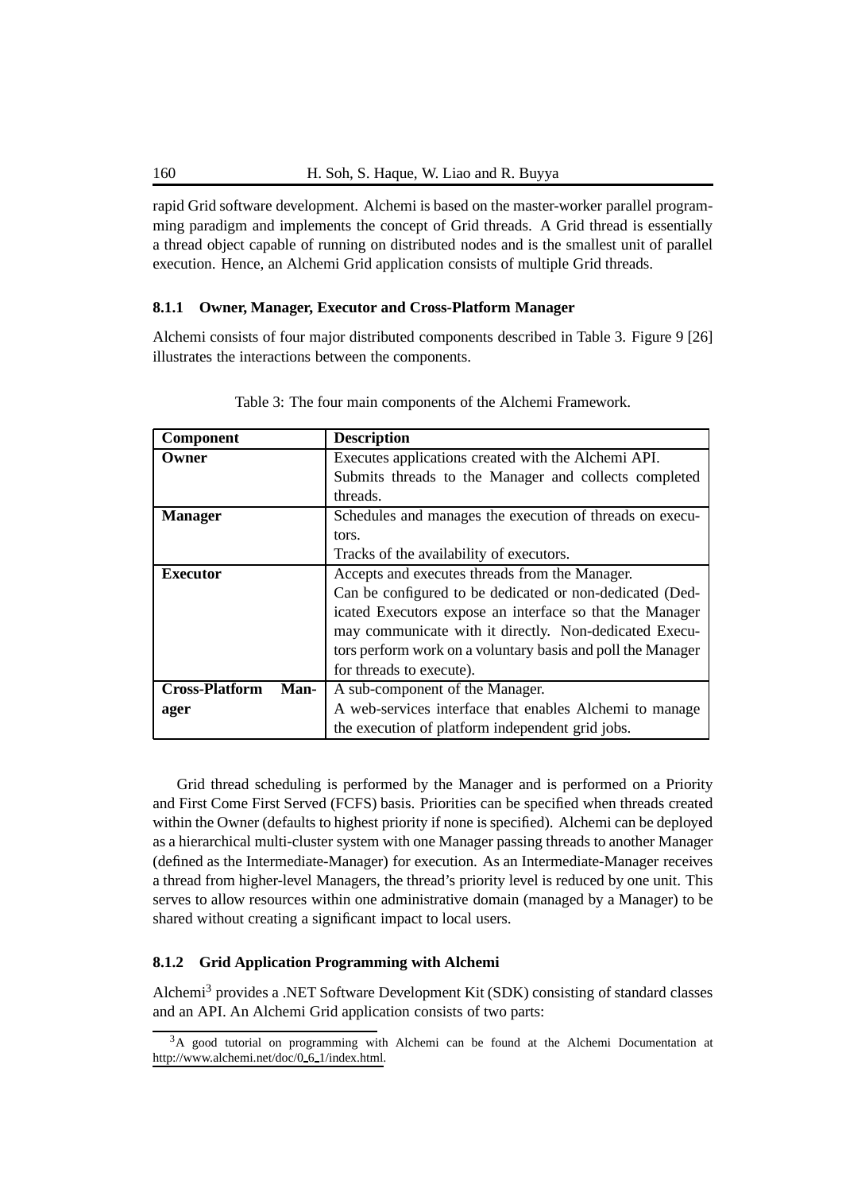rapid Grid software development. Alchemi is based on the master-worker parallel programming paradigm and implements the concept of Grid threads. A Grid thread is essentially a thread object capable of running on distributed nodes and is the smallest unit of parallel execution. Hence, an Alchemi Grid application consists of multiple Grid threads.

### 8.1.1 Owner, Manager, Executor and Cross-Platform Manager

Alchemi consists of four major distributed components described in Table 3. Figure 9 [26] illustrates the interactions between the components.

Table 3: The four main components of the Alchemi Framework.

| Component | Description |
|---|---|
| **Owner** | Executes applications created with the Alchemi API.<br>Submits threads to the Manager and collects completed threads. |
| **Manager** | Schedules and manages the execution of threads on executors.<br>Tracks of the availability of executors. |
| **Executor** | Accepts and executes threads from the Manager.<br>Can be configured to be dedicated or non-dedicated (Dedicated Executors expose an interface so that the Manager may communicate with it directly. Non-dedicated Executors perform work on a voluntary basis and poll the Manager for threads to execute). |
| **Cross-Platform Manager** | A sub-component of the Manager.<br>A web-services interface that enables Alchemi to manage the execution of platform independent grid jobs. |

Grid thread scheduling is performed by the Manager and is performed on a Priority and First Come First Served (FCFS) basis. Priorities can be specified when threads created within the Owner (defaults to highest priority if none is specified). Alchemi can be deployed as a hierarchical multi-cluster system with one Manager passing threads to another Manager (defined as the Intermediate-Manager) for execution. As an Intermediate-Manager receives a thread from higher-level Managers, the thread's priority level is reduced by one unit. This serves to allow resources within one administrative domain (managed by a Manager) to be shared without creating a significant impact to local users.

### 8.1.2 Grid Application Programming with Alchemi

Alchemi[3] provides a .NET Software Development Kit (SDK) consisting of standard classes and an API. An Alchemi Grid application consists of two parts:

[3] A good tutorial on programming with Alchemi can be found at the Alchemi Documentation at http://www.alchemi.net/doc/0_6_1/index.html.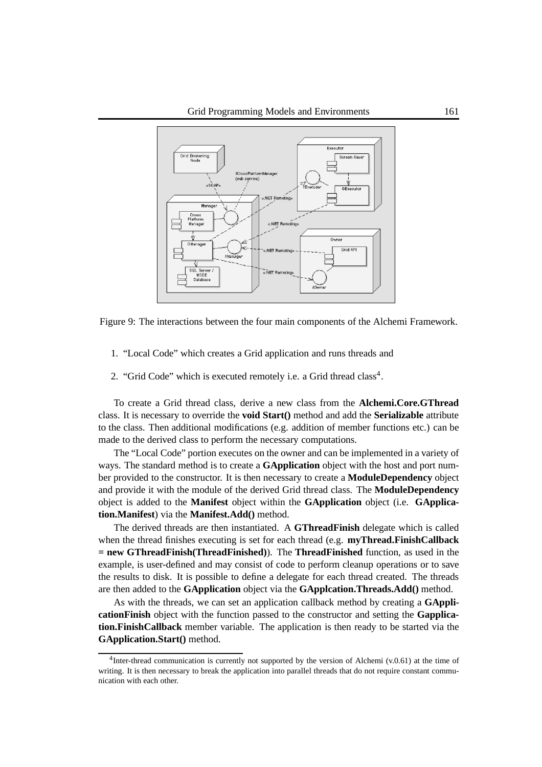Figure 9: The interactions between the four main components of the Alchemi Framework.

1. "Local Code" which creates a Grid application and runs threads and
2. "Grid Code" which is executed remotely i.e. a Grid thread class[4].

To create a Grid thread class, derive a new class from the **Alchemi.Core.GThread** class. It is necessary to override the **void Start()** method and add the **Serializable** attribute to the class. Then additional modifications (e.g. addition of member functions etc.) can be made to the derived class to perform the necessary computations.

The "Local Code" portion executes on the owner and can be implemented in a variety of ways. The standard method is to create a **GApplication** object with the host and port number provided to the constructor. It is then necessary to create a **ModuleDependency** object and provide it with the module of the derived Grid thread class. The **ModuleDependency** object is added to the **Manifest** object within the **GApplication** object (i.e. **GApplication.Manifest**) via the **Manifest.Add()** method.

The derived threads are then instantiated. A **GThreadFinish** delegate which is called when the thread finishes executing is set for each thread (e.g. **myThread.FinishCallback = new GThreadFinish(ThreadFinished)**). The **ThreadFinished** function, as used in the example, is user-defined and may consist of code to perform cleanup operations or to save the results to disk. It is possible to define a delegate for each thread created. The threads are then added to the **GApplication** object via the **GApplcation.Threads.Add()** method.

As with the threads, we can set an application callback method by creating a **GApplicationFinish** object with the function passed to the constructor and setting the **Gapplication.FinishCallback** member variable. The application is then ready to be started via the **GApplication.Start()** method.

[4] Inter-thread communication is currently not supported by the version of Alchemi (v.0.61) at the time of writing. It is then necessary to break the application into parallel threads that do not require constant communication with each other.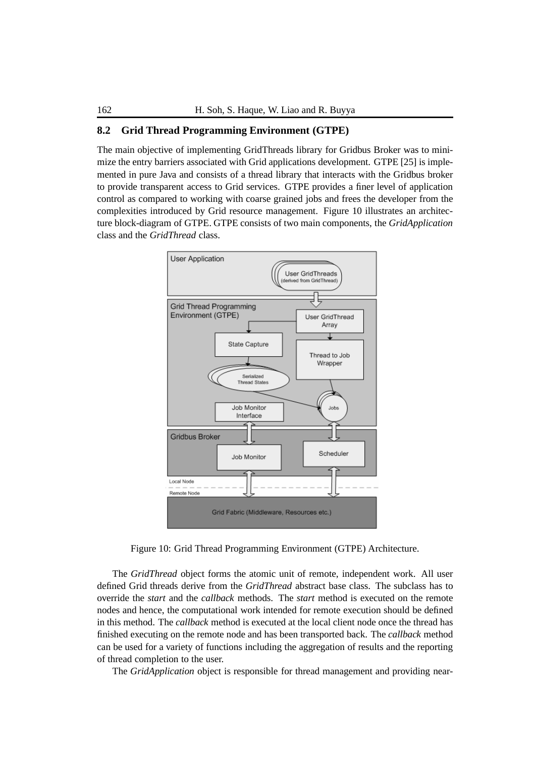## 8.2 Grid Thread Programming Environment (GTPE)

The main objective of implementing GridThreads library for Gridbus Broker was to minimize the entry barriers associated with Grid applications development. GTPE [25] is implemented in pure Java and consists of a thread library that interacts with the Gridbus broker to provide transparent access to Grid services. GTPE provides a finer level of application control as compared to working with coarse grained jobs and frees the developer from the complexities introduced by Grid resource management. Figure 10 illustrates an architecture block-diagram of GTPE. GTPE consists of two main components, the *GridApplication* class and the *GridThread* class.

User Application
User GridThreads (derived from GridThread)
Grid Thread Programming Environment (GTPE)
User GridThread Array
State Capture
Thread to Job Wrapper
Serialized Thread States
Jobs
Job Monitor Interface
Gridbus Broker
Job Monitor
Scheduler
Local Node
Remote Node
Grid Fabric (Middleware, Resources etc.)

Figure 10: Grid Thread Programming Environment (GTPE) Architecture.

The *GridThread* object forms the atomic unit of remote, independent work. All user defined Grid threads derive from the *GridThread* abstract base class. The subclass has to override the *start* and the *callback* methods. The *start* method is executed on the remote nodes and hence, the computational work intended for remote execution should be defined in this method. The *callback* method is executed at the local client node once the thread has finished executing on the remote node and has been transported back. The *callback* method can be used for a variety of functions including the aggregation of results and the reporting of thread completion to the user.

The *GridApplication* object is responsible for thread management and providing near-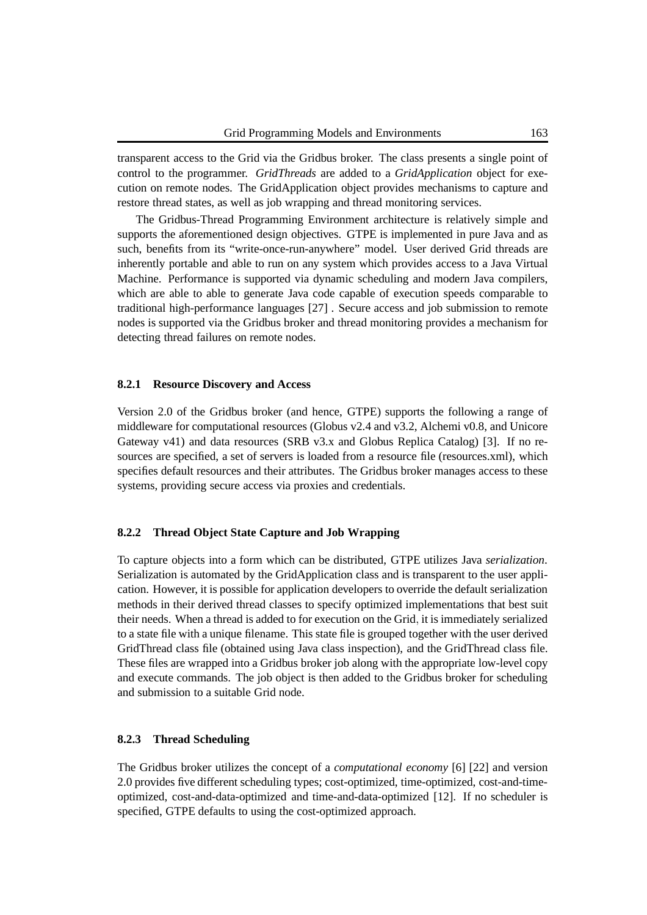transparent access to the Grid via the Gridbus broker. The class presents a single point of control to the programmer. *GridThreads* are added to a *GridApplication* object for execution on remote nodes. The GridApplication object provides mechanisms to capture and restore thread states, as well as job wrapping and thread monitoring services.

The Gridbus-Thread Programming Environment architecture is relatively simple and supports the aforementioned design objectives. GTPE is implemented in pure Java and as such, benefits from its "write-once-run-anywhere" model. User derived Grid threads are inherently portable and able to run on any system which provides access to a Java Virtual Machine. Performance is supported via dynamic scheduling and modern Java compilers, which are able to able to generate Java code capable of execution speeds comparable to traditional high-performance languages [27] . Secure access and job submission to remote nodes is supported via the Gridbus broker and thread monitoring provides a mechanism for detecting thread failures on remote nodes.

### 8.2.1 Resource Discovery and Access

Version 2.0 of the Gridbus broker (and hence, GTPE) supports the following a range of middleware for computational resources (Globus v2.4 and v3.2, Alchemi v0.8, and Unicore Gateway v41) and data resources (SRB v3.x and Globus Replica Catalog) [3]. If no resources are specified, a set of servers is loaded from a resource file (resources.xml), which specifies default resources and their attributes. The Gridbus broker manages access to these systems, providing secure access via proxies and credentials.

### 8.2.2 Thread Object State Capture and Job Wrapping

To capture objects into a form which can be distributed, GTPE utilizes Java *serialization*. Serialization is automated by the GridApplication class and is transparent to the user application. However, it is possible for application developers to override the default serialization methods in their derived thread classes to specify optimized implementations that best suit their needs. When a thread is added to for execution on the Grid, it is immediately serialized to a state file with a unique filename. This state file is grouped together with the user derived GridThread class file (obtained using Java class inspection), and the GridThread class file. These files are wrapped into a Gridbus broker job along with the appropriate low-level copy and execute commands. The job object is then added to the Gridbus broker for scheduling and submission to a suitable Grid node.

### 8.2.3 Thread Scheduling

The Gridbus broker utilizes the concept of a *computational economy* [6] [22] and version 2.0 provides five different scheduling types; cost-optimized, time-optimized, cost-and-time-optimized, cost-and-data-optimized and time-and-data-optimized [12]. If no scheduler is specified, GTPE defaults to using the cost-optimized approach.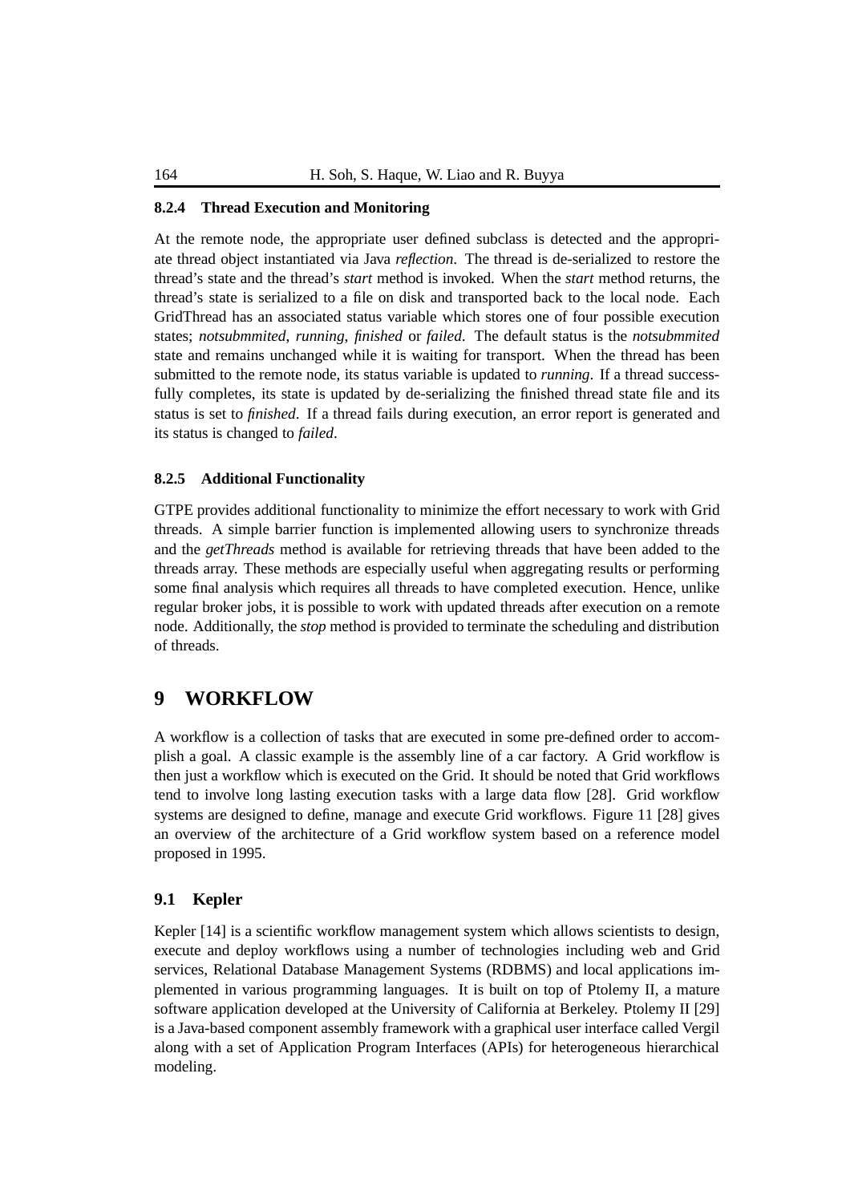#### 8.2.4 Thread Execution and Monitoring

At the remote node, the appropriate user defined subclass is detected and the appropriate thread object instantiated via Java *reflection*. The thread is de-serialized to restore the thread's state and the thread's *start* method is invoked. When the *start* method returns, the thread's state is serialized to a file on disk and transported back to the local node. Each GridThread has an associated status variable which stores one of four possible execution states; *notsubmmited*, *running*, *finished* or *failed*. The default status is the *notsubmmited* state and remains unchanged while it is waiting for transport. When the thread has been submitted to the remote node, its status variable is updated to *running*. If a thread successfully completes, its state is updated by de-serializing the finished thread state file and its status is set to *finished*. If a thread fails during execution, an error report is generated and its status is changed to *failed*.

#### 8.2.5 Additional Functionality

GTPE provides additional functionality to minimize the effort necessary to work with Grid threads. A simple barrier function is implemented allowing users to synchronize threads and the *getThreads* method is available for retrieving threads that have been added to the threads array. These methods are especially useful when aggregating results or performing some final analysis which requires all threads to have completed execution. Hence, unlike regular broker jobs, it is possible to work with updated threads after execution on a remote node. Additionally, the *stop* method is provided to terminate the scheduling and distribution of threads.

## 9 WORKFLOW

A workflow is a collection of tasks that are executed in some pre-defined order to accomplish a goal. A classic example is the assembly line of a car factory. A Grid workflow is then just a workflow which is executed on the Grid. It should be noted that Grid workflows tend to involve long lasting execution tasks with a large data flow [28]. Grid workflow systems are designed to define, manage and execute Grid workflows. Figure 11 [28] gives an overview of the architecture of a Grid workflow system based on a reference model proposed in 1995.

### 9.1 Kepler

Kepler [14] is a scientific workflow management system which allows scientists to design, execute and deploy workflows using a number of technologies including web and Grid services, Relational Database Management Systems (RDBMS) and local applications implemented in various programming languages. It is built on top of Ptolemy II, a mature software application developed at the University of California at Berkeley. Ptolemy II [29] is a Java-based component assembly framework with a graphical user interface called Vergil along with a set of Application Program Interfaces (APIs) for heterogeneous hierarchical modeling.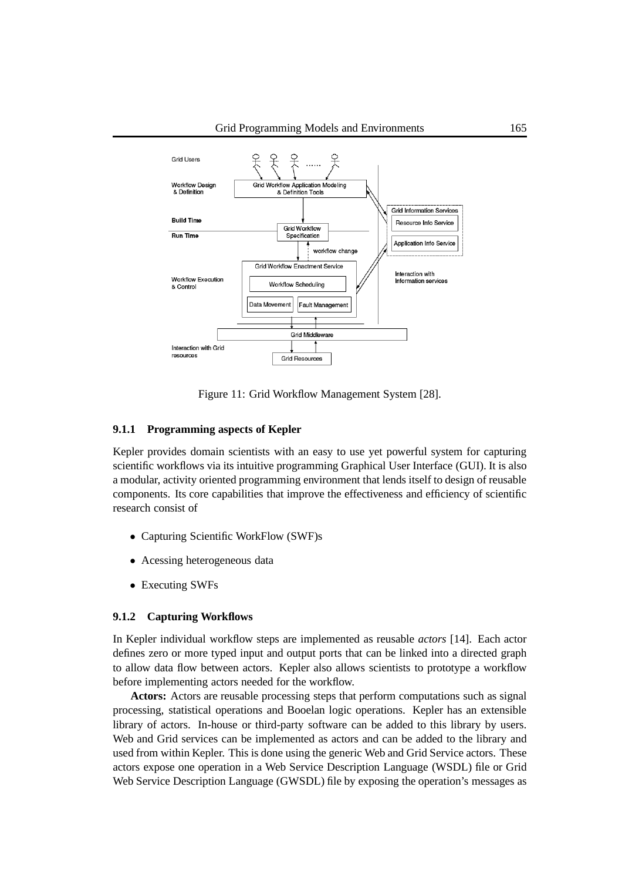Grid Users

Workflow Design & Definition

Grid Workflow Application Modeling & Definition Tools

Build Time

Run Time

Grid Workflow Specification

workflow change

Grid Information Services

Resource Info Service

Application Info Service

Grid Workflow Enactment Service

Workflow Execution & Control

Workflow Scheduling

Data Movement

Fault Management

Interaction with Information services

Grid Middleware

Interaction with Grid resources

Grid Resources

Figure 11: Grid Workflow Management System [28].

### 9.1.1 Programming aspects of Kepler

Kepler provides domain scientists with an easy to use yet powerful system for capturing scientific workflows via its intuitive programming Graphical User Interface (GUI). It is also a modular, activity oriented programming environment that lends itself to design of reusable components. Its core capabilities that improve the effectiveness and efficiency of scientific research consist of

- Capturing Scientific WorkFlow (SWF)s
- Acessing heterogeneous data
- Executing SWFs

### 9.1.2 Capturing Workflows

In Kepler individual workflow steps are implemented as reusable *actors* [14]. Each actor defines zero or more typed input and output ports that can be linked into a directed graph to allow data flow between actors. Kepler also allows scientists to prototype a workflow before implementing actors needed for the workflow.

**Actors:** Actors are reusable processing steps that perform computations such as signal processing, statistical operations and Booelan logic operations. Kepler has an extensible library of actors. In-house or third-party software can be added to this library by users. Web and Grid services can be implemented as actors and can be added to the library and used from within Kepler. This is done using the generic Web and Grid Service actors. These actors expose one operation in a Web Service Description Language (WSDL) file or Grid Web Service Description Language (GWSDL) file by exposing the operation's messages as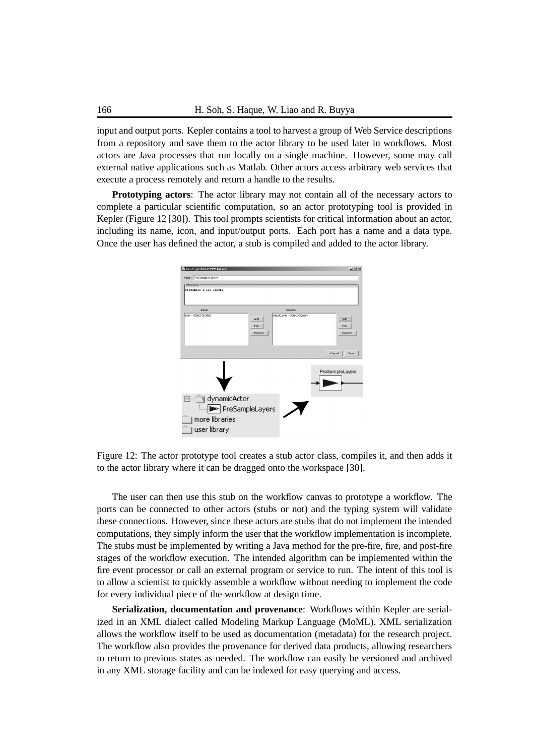input and output ports. Kepler contains a tool to harvest a group of Web Service descriptions from a repository and save them to the actor library to be used later in workflows. Most actors are Java processes that run locally on a single machine. However, some may call external native applications such as Matlab. Other actors access arbitrary web services that execute a process remotely and return a handle to the results.

**Prototyping actors**: The actor library may not contain all of the necessary actors to complete a particular scientific computation, so an actor prototyping tool is provided in Kepler (Figure 12 [30]). This tool prompts scientists for critical information about an actor, including its name, icon, and input/output ports. Each port has a name and a data type. Once the user has defined the actor, a stub is compiled and added to the actor library.

Figure 12: The actor prototype tool creates a stub actor class, compiles it, and then adds it to the actor library where it can be dragged onto the workspace [30].

The user can then use this stub on the workflow canvas to prototype a workflow. The ports can be connected to other actors (stubs or not) and the typing system will validate these connections. However, since these actors are stubs that do not implement the intended computations, they simply inform the user that the workflow implementation is incomplete. The stubs must be implemented by writing a Java method for the pre-fire, fire, and post-fire stages of the workflow execution. The intended algorithm can be implemented within the fire event processor or call an external program or service to run. The intent of this tool is to allow a scientist to quickly assemble a workflow without needing to implement the code for every individual piece of the workflow at design time.

**Serialization, documentation and provenance**: Workflows within Kepler are serialized in an XML dialect called Modeling Markup Language (MoML). XML serialization allows the workflow itself to be used as documentation (metadata) for the research project. The workflow also provides the provenance for derived data products, allowing researchers to return to previous states as needed. The workflow can easily be versioned and archived in any XML storage facility and can be indexed for easy querying and access.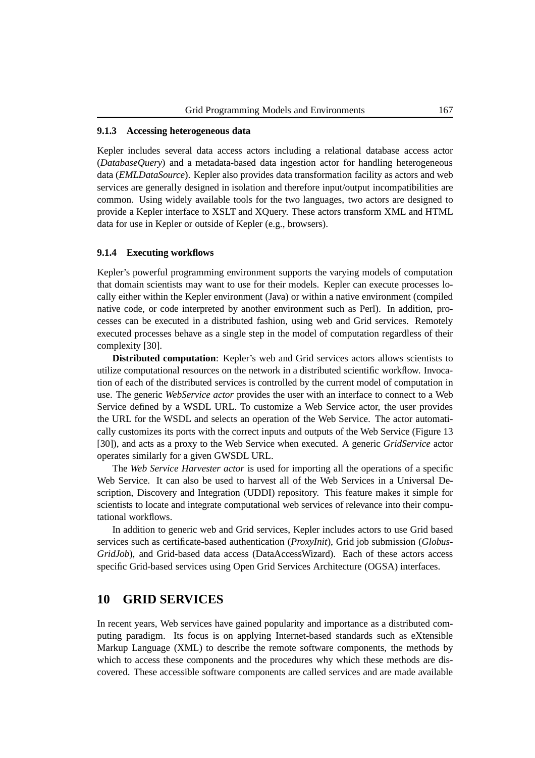### 9.1.3 Accessing heterogeneous data

Kepler includes several data access actors including a relational database access actor (*DatabaseQuery*) and a metadata-based data ingestion actor for handling heterogeneous data (*EMLDataSource*). Kepler also provides data transformation facility as actors and web services are generally designed in isolation and therefore input/output incompatibilities are common. Using widely available tools for the two languages, two actors are designed to provide a Kepler interface to XSLT and XQuery. These actors transform XML and HTML data for use in Kepler or outside of Kepler (e.g., browsers).

### 9.1.4 Executing workflows

Kepler's powerful programming environment supports the varying models of computation that domain scientists may want to use for their models. Kepler can execute processes locally either within the Kepler environment (Java) or within a native environment (compiled native code, or code interpreted by another environment such as Perl). In addition, processes can be executed in a distributed fashion, using web and Grid services. Remotely executed processes behave as a single step in the model of computation regardless of their complexity [30].

**Distributed computation**: Kepler's web and Grid services actors allows scientists to utilize computational resources on the network in a distributed scientific workflow. Invocation of each of the distributed services is controlled by the current model of computation in use. The generic *WebService actor* provides the user with an interface to connect to a Web Service defined by a WSDL URL. To customize a Web Service actor, the user provides the URL for the WSDL and selects an operation of the Web Service. The actor automatically customizes its ports with the correct inputs and outputs of the Web Service (Figure 13 [30]), and acts as a proxy to the Web Service when executed. A generic *GridService* actor operates similarly for a given GWSDL URL.

The *Web Service Harvester actor* is used for importing all the operations of a specific Web Service. It can also be used to harvest all of the Web Services in a Universal Description, Discovery and Integration (UDDI) repository. This feature makes it simple for scientists to locate and integrate computational web services of relevance into their computational workflows.

In addition to generic web and Grid services, Kepler includes actors to use Grid based services such as certificate-based authentication (*ProxyInit*), Grid job submission (*GlobusGridJob*), and Grid-based data access (DataAccessWizard). Each of these actors access specific Grid-based services using Open Grid Services Architecture (OGSA) interfaces.

# 10 GRID SERVICES

In recent years, Web services have gained popularity and importance as a distributed computing paradigm. Its focus is on applying Internet-based standards such as eXtensible Markup Language (XML) to describe the remote software components, the methods by which to access these components and the procedures why which these methods are discovered. These accessible software components are called services and are made available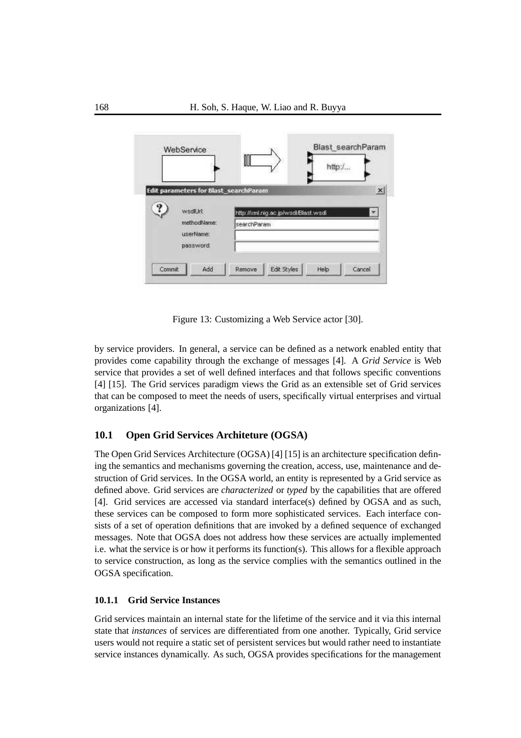Figure 13: Customizing a Web Service actor [30].

by service providers. In general, a service can be defined as a network enabled entity that provides come capability through the exchange of messages [4]. A *Grid Service* is Web service that provides a set of well defined interfaces and that follows specific conventions [4] [15]. The Grid services paradigm views the Grid as an extensible set of Grid services that can be composed to meet the needs of users, specifically virtual enterprises and virtual organizations [4].

## 10.1 Open Grid Services Architeture (OGSA)

The Open Grid Services Architecture (OGSA) [4] [15] is an architecture specification defining the semantics and mechanisms governing the creation, access, use, maintenance and destruction of Grid services. In the OGSA world, an entity is represented by a Grid service as defined above. Grid services are *characterized* or *typed* by the capabilities that are offered [4]. Grid services are accessed via standard interface(s) defined by OGSA and as such, these services can be composed to form more sophisticated services. Each interface consists of a set of operation definitions that are invoked by a defined sequence of exchanged messages. Note that OGSA does not address how these services are actually implemented i.e. what the service is or how it performs its function(s). This allows for a flexible approach to service construction, as long as the service complies with the semantics outlined in the OGSA specification.

### 10.1.1 Grid Service Instances

Grid services maintain an internal state for the lifetime of the service and it via this internal state that *instances* of services are differentiated from one another. Typically, Grid service users would not require a static set of persistent services but would rather need to instantiate service instances dynamically. As such, OGSA provides specifications for the management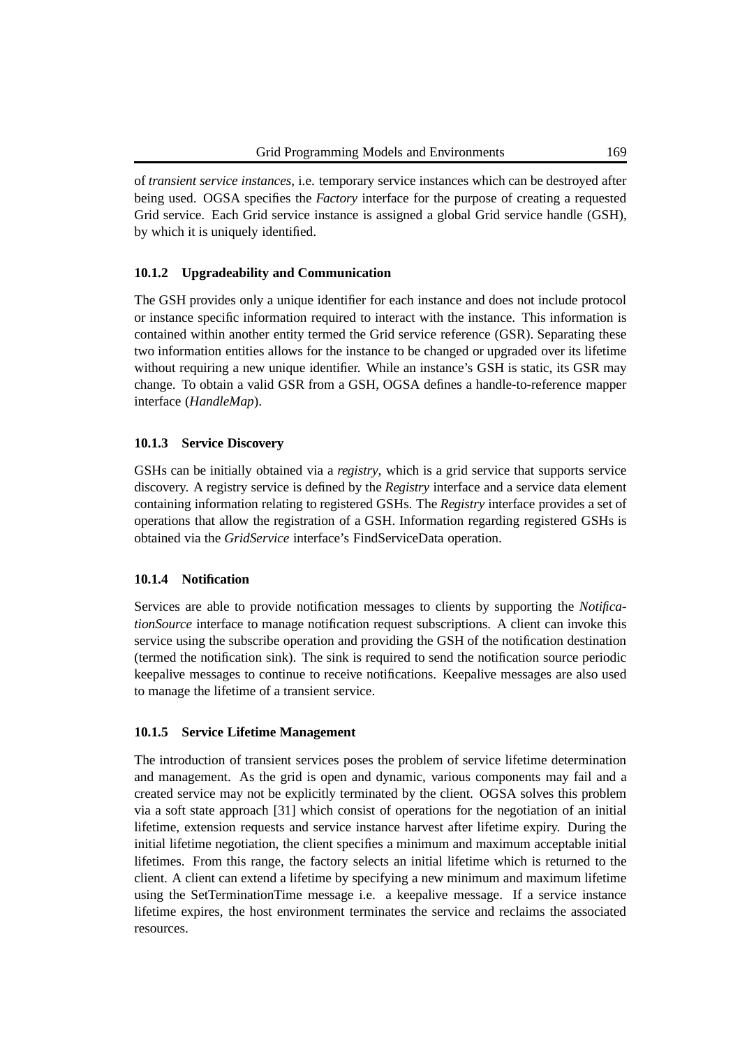of *transient service instances*, i.e. temporary service instances which can be destroyed after being used. OGSA specifies the *Factory* interface for the purpose of creating a requested Grid service. Each Grid service instance is assigned a global Grid service handle (GSH), by which it is uniquely identified.

### 10.1.2 Upgradeability and Communication

The GSH provides only a unique identifier for each instance and does not include protocol or instance specific information required to interact with the instance. This information is contained within another entity termed the Grid service reference (GSR). Separating these two information entities allows for the instance to be changed or upgraded over its lifetime without requiring a new unique identifier. While an instance's GSH is static, its GSR may change. To obtain a valid GSR from a GSH, OGSA defines a handle-to-reference mapper interface (*HandleMap*).

### 10.1.3 Service Discovery

GSHs can be initially obtained via a *registry*, which is a grid service that supports service discovery. A registry service is defined by the *Registry* interface and a service data element containing information relating to registered GSHs. The *Registry* interface provides a set of operations that allow the registration of a GSH. Information regarding registered GSHs is obtained via the *GridService* interface's FindServiceData operation.

### 10.1.4 Notification

Services are able to provide notification messages to clients by supporting the *NotificationSource* interface to manage notification request subscriptions. A client can invoke this service using the subscribe operation and providing the GSH of the notification destination (termed the notification sink). The sink is required to send the notification source periodic keepalive messages to continue to receive notifications. Keepalive messages are also used to manage the lifetime of a transient service.

### 10.1.5 Service Lifetime Management

The introduction of transient services poses the problem of service lifetime determination and management. As the grid is open and dynamic, various components may fail and a created service may not be explicitly terminated by the client. OGSA solves this problem via a soft state approach [31] which consist of operations for the negotiation of an initial lifetime, extension requests and service instance harvest after lifetime expiry. During the initial lifetime negotiation, the client specifies a minimum and maximum acceptable initial lifetimes. From this range, the factory selects an initial lifetime which is returned to the client. A client can extend a lifetime by specifying a new minimum and maximum lifetime using the SetTerminationTime message i.e. a keepalive message. If a service instance lifetime expires, the host environment terminates the service and reclaims the associated resources.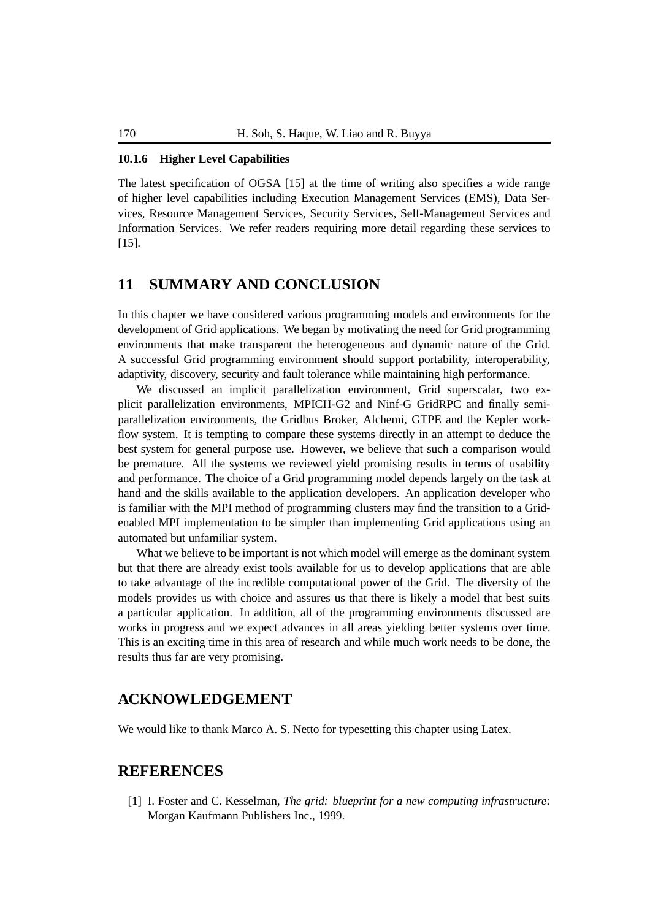#### 10.1.6 Higher Level Capabilities

The latest specification of OGSA [15] at the time of writing also specifies a wide range of higher level capabilities including Execution Management Services (EMS), Data Services, Resource Management Services, Security Services, Self-Management Services and Information Services. We refer readers requiring more detail regarding these services to [15].

## 11 SUMMARY AND CONCLUSION

In this chapter we have considered various programming models and environments for the development of Grid applications. We began by motivating the need for Grid programming environments that make transparent the heterogeneous and dynamic nature of the Grid. A successful Grid programming environment should support portability, interoperability, adaptivity, discovery, security and fault tolerance while maintaining high performance.

We discussed an implicit parallelization environment, Grid superscalar, two explicit parallelization environments, MPICH-G2 and Ninf-G GridRPC and finally semi-parallelization environments, the Gridbus Broker, Alchemi, GTPE and the Kepler workflow system. It is tempting to compare these systems directly in an attempt to deduce the best system for general purpose use. However, we believe that such a comparison would be premature. All the systems we reviewed yield promising results in terms of usability and performance. The choice of a Grid programming model depends largely on the task at hand and the skills available to the application developers. An application developer who is familiar with the MPI method of programming clusters may find the transition to a Grid-enabled MPI implementation to be simpler than implementing Grid applications using an automated but unfamiliar system.

What we believe to be important is not which model will emerge as the dominant system but that there are already exist tools available for us to develop applications that are able to take advantage of the incredible computational power of the Grid. The diversity of the models provides us with choice and assures us that there is likely a model that best suits a particular application. In addition, all of the programming environments discussed are works in progress and we expect advances in all areas yielding better systems over time. This is an exciting time in this area of research and while much work needs to be done, the results thus far are very promising.

## ACKNOWLEDGEMENT

We would like to thank Marco A. S. Netto for typesetting this chapter using Latex.

## REFERENCES

[1] I. Foster and C. Kesselman, *The grid: blueprint for a new computing infrastructure*: Morgan Kaufmann Publishers Inc., 1999.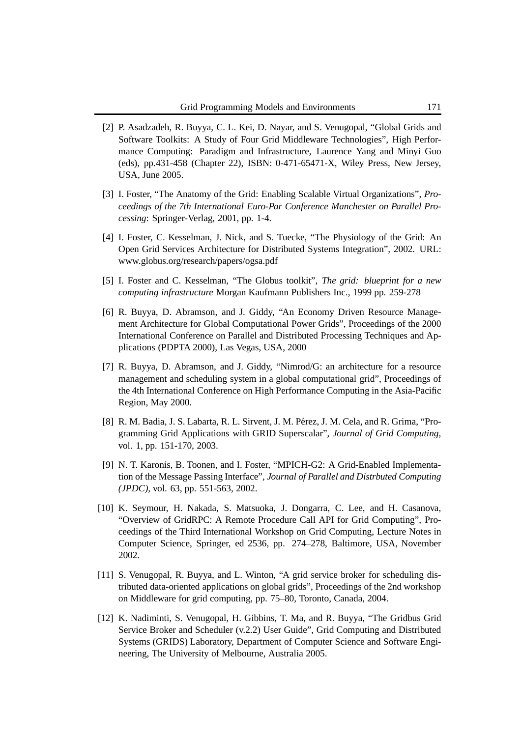[2] P. Asadzadeh, R. Buyya, C. L. Kei, D. Nayar, and S. Venugopal, "Global Grids and Software Toolkits: A Study of Four Grid Middleware Technologies", High Performance Computing: Paradigm and Infrastructure, Laurence Yang and Minyi Guo (eds), pp.431-458 (Chapter 22), ISBN: 0-471-65471-X, Wiley Press, New Jersey, USA, June 2005.

[3] I. Foster, "The Anatomy of the Grid: Enabling Scalable Virtual Organizations", *Proceedings of the 7th International Euro-Par Conference Manchester on Parallel Processing*: Springer-Verlag, 2001, pp. 1-4.

[4] I. Foster, C. Kesselman, J. Nick, and S. Tuecke, "The Physiology of the Grid: An Open Grid Services Architecture for Distributed Systems Integration", 2002. URL: www.globus.org/research/papers/ogsa.pdf

[5] I. Foster and C. Kesselman, "The Globus toolkit", *The grid: blueprint for a new computing infrastructure* Morgan Kaufmann Publishers Inc., 1999 pp. 259-278

[6] R. Buyya, D. Abramson, and J. Giddy, "An Economy Driven Resource Management Architecture for Global Computational Power Grids", Proceedings of the 2000 International Conference on Parallel and Distributed Processing Techniques and Applications (PDPTA 2000), Las Vegas, USA, 2000

[7] R. Buyya, D. Abramson, and J. Giddy, "Nimrod/G: an architecture for a resource management and scheduling system in a global computational grid", Proceedings of the 4th International Conference on High Performance Computing in the Asia-Pacific Region, May 2000.

[8] R. M. Badia, J. S. Labarta, R. L. Sirvent, J. M. Pérez, J. M. Cela, and R. Grima, "Programming Grid Applications with GRID Superscalar", *Journal of Grid Computing*, vol. 1, pp. 151-170, 2003.

[9] N. T. Karonis, B. Toonen, and I. Foster, "MPICH-G2: A Grid-Enabled Implementation of the Message Passing Interface", *Journal of Parallel and Distrbuted Computing (JPDC)*, vol. 63, pp. 551-563, 2002.

[10] K. Seymour, H. Nakada, S. Matsuoka, J. Dongarra, C. Lee, and H. Casanova, "Overview of GridRPC: A Remote Procedure Call API for Grid Computing", Proceedings of the Third International Workshop on Grid Computing, Lecture Notes in Computer Science, Springer, ed 2536, pp. 274–278, Baltimore, USA, November 2002.

[11] S. Venugopal, R. Buyya, and L. Winton, "A grid service broker for scheduling distributed data-oriented applications on global grids", Proceedings of the 2nd workshop on Middleware for grid computing, pp. 75–80, Toronto, Canada, 2004.

[12] K. Nadiminti, S. Venugopal, H. Gibbins, T. Ma, and R. Buyya, "The Gridbus Grid Service Broker and Scheduler (v.2.2) User Guide", Grid Computing and Distributed Systems (GRIDS) Laboratory, Department of Computer Science and Software Engineering, The University of Melbourne, Australia 2005.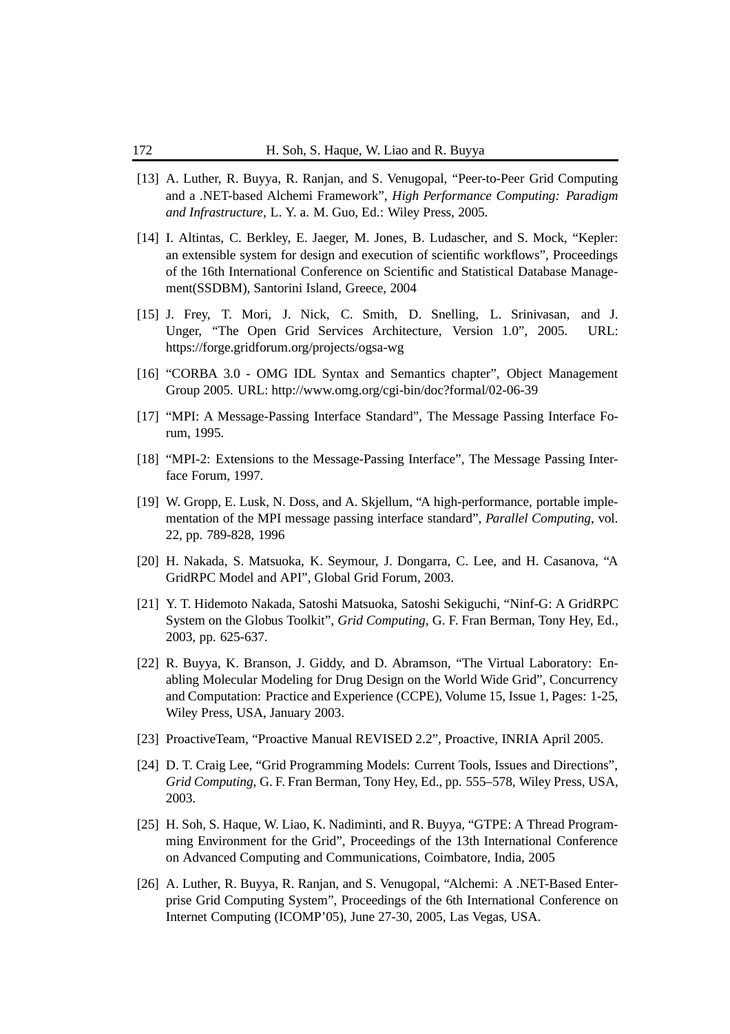[13] A. Luther, R. Buyya, R. Ranjan, and S. Venugopal, "Peer-to-Peer Grid Computing and a .NET-based Alchemi Framework", *High Performance Computing: Paradigm and Infrastructure*, L. Y. a. M. Guo, Ed.: Wiley Press, 2005.

[14] I. Altintas, C. Berkley, E. Jaeger, M. Jones, B. Ludascher, and S. Mock, "Kepler: an extensible system for design and execution of scientific workflows", Proceedings of the 16th International Conference on Scientific and Statistical Database Management(SSDBM), Santorini Island, Greece, 2004

[15] J. Frey, T. Mori, J. Nick, C. Smith, D. Snelling, L. Srinivasan, and J. Unger, "The Open Grid Services Architecture, Version 1.0", 2005. URL: https://forge.gridforum.org/projects/ogsa-wg

[16] "CORBA 3.0 - OMG IDL Syntax and Semantics chapter", Object Management Group 2005. URL: http://www.omg.org/cgi-bin/doc?formal/02-06-39

[17] "MPI: A Message-Passing Interface Standard", The Message Passing Interface Forum, 1995.

[18] "MPI-2: Extensions to the Message-Passing Interface", The Message Passing Interface Forum, 1997.

[19] W. Gropp, E. Lusk, N. Doss, and A. Skjellum, "A high-performance, portable implementation of the MPI message passing interface standard", *Parallel Computing*, vol. 22, pp. 789-828, 1996

[20] H. Nakada, S. Matsuoka, K. Seymour, J. Dongarra, C. Lee, and H. Casanova, "A GridRPC Model and API", Global Grid Forum, 2003.

[21] Y. T. Hidemoto Nakada, Satoshi Matsuoka, Satoshi Sekiguchi, "Ninf-G: A GridRPC System on the Globus Toolkit", *Grid Computing*, G. F. Fran Berman, Tony Hey, Ed., 2003, pp. 625-637.

[22] R. Buyya, K. Branson, J. Giddy, and D. Abramson, "The Virtual Laboratory: Enabling Molecular Modeling for Drug Design on the World Wide Grid", Concurrency and Computation: Practice and Experience (CCPE), Volume 15, Issue 1, Pages: 1-25, Wiley Press, USA, January 2003.

[23] ProactiveTeam, "Proactive Manual REVISED 2.2", Proactive, INRIA April 2005.

[24] D. T. Craig Lee, "Grid Programming Models: Current Tools, Issues and Directions", *Grid Computing*, G. F. Fran Berman, Tony Hey, Ed., pp. 555–578, Wiley Press, USA, 2003.

[25] H. Soh, S. Haque, W. Liao, K. Nadiminti, and R. Buyya, "GTPE: A Thread Programming Environment for the Grid", Proceedings of the 13th International Conference on Advanced Computing and Communications, Coimbatore, India, 2005

[26] A. Luther, R. Buyya, R. Ranjan, and S. Venugopal, "Alchemi: A .NET-Based Enterprise Grid Computing System", Proceedings of the 6th International Conference on Internet Computing (ICOMP'05), June 27-30, 2005, Las Vegas, USA.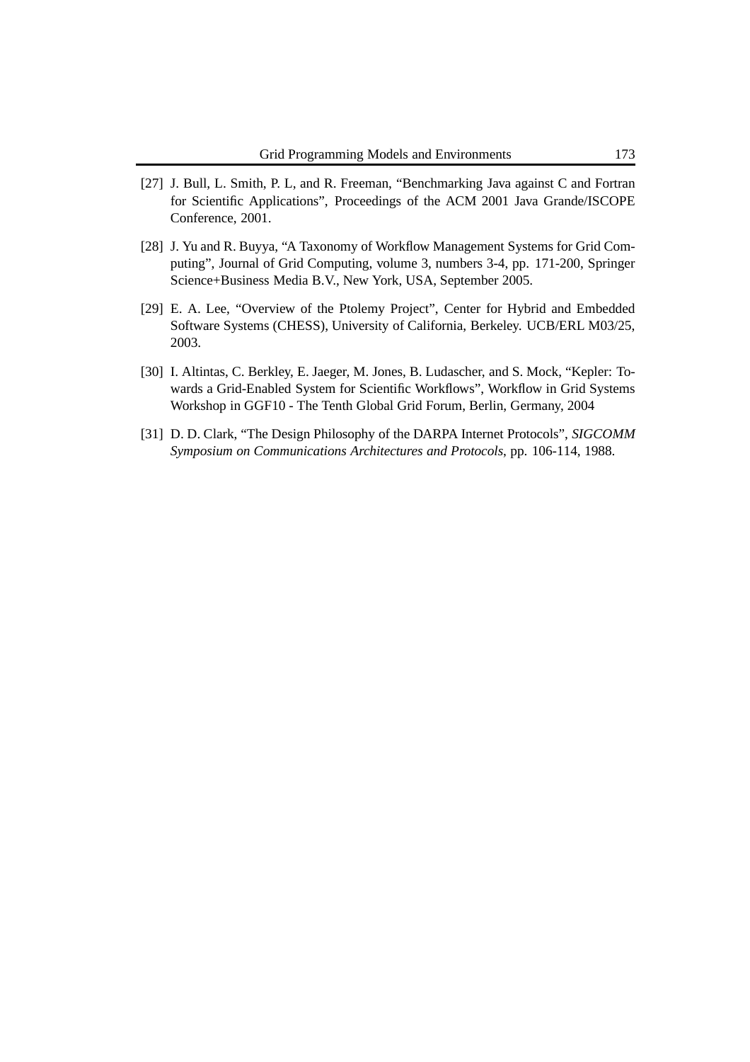[27] J. Bull, L. Smith, P. L, and R. Freeman, “Benchmarking Java against C and Fortran for Scientific Applications”, Proceedings of the ACM 2001 Java Grande/ISCOPE Conference, 2001.

[28] J. Yu and R. Buyya, “A Taxonomy of Workflow Management Systems for Grid Computing”, Journal of Grid Computing, volume 3, numbers 3-4, pp. 171-200, Springer Science+Business Media B.V., New York, USA, September 2005.

[29] E. A. Lee, “Overview of the Ptolemy Project”, Center for Hybrid and Embedded Software Systems (CHESS), University of California, Berkeley. UCB/ERL M03/25, 2003.

[30] I. Altintas, C. Berkley, E. Jaeger, M. Jones, B. Ludascher, and S. Mock, “Kepler: Towards a Grid-Enabled System for Scientific Workflows”, Workflow in Grid Systems Workshop in GGF10 - The Tenth Global Grid Forum, Berlin, Germany, 2004

[31] D. D. Clark, “The Design Philosophy of the DARPA Internet Protocols”, *SIGCOMM Symposium on Communications Architectures and Protocols*, pp. 106-114, 1988.